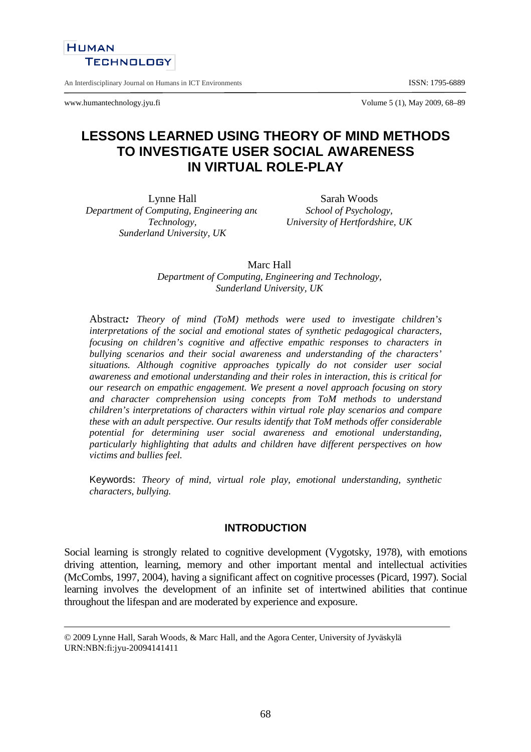# LESSONS LEARNED USING THEORY OF MIND METHODS TO INVESTIGATE USER SOCIAL AWARENESS IN VIRTUAL ROLE-PLAY

Lynne Hall
*Department of Computing, Engineering and Technology, Sunderland University, UK*

Sarah Woods
*School of Psychology, University of Hertfordshire, UK*

Marc Hall
*Department of Computing, Engineering and Technology, Sunderland University, UK*

Abstract*: Theory of mind (ToM) methods were used to investigate children's interpretations of the social and emotional states of synthetic pedagogical characters, focusing on children's cognitive and affective empathic responses to characters in bullying scenarios and their social awareness and understanding of the characters' situations. Although cognitive approaches typically do not consider user social awareness and emotional understanding and their roles in interaction, this is critical for our research on empathic engagement. We present a novel approach focusing on story and character comprehension using concepts from ToM methods to understand children's interpretations of characters within virtual role play scenarios and compare these with an adult perspective. Our results identify that ToM methods offer considerable potential for determining user social awareness and emotional understanding, particularly highlighting that adults and children have different perspectives on how victims and bullies feel.*

Keywords: *Theory of mind, virtual role play, emotional understanding, synthetic characters, bullying.*

## INTRODUCTION

Social learning is strongly related to cognitive development (Vygotsky, 1978), with emotions driving attention, learning, memory and other important mental and intellectual activities (McCombs, 1997, 2004), having a significant affect on cognitive processes (Picard, 1997). Social learning involves the development of an infinite set of intertwined abilities that continue throughout the lifespan and are moderated by experience and exposure.

---

© 2009 Lynne Hall, Sarah Woods, & Marc Hall, and the Agora Center, University of Jyväskylä
URN:NBN:fi:jyu-20094141411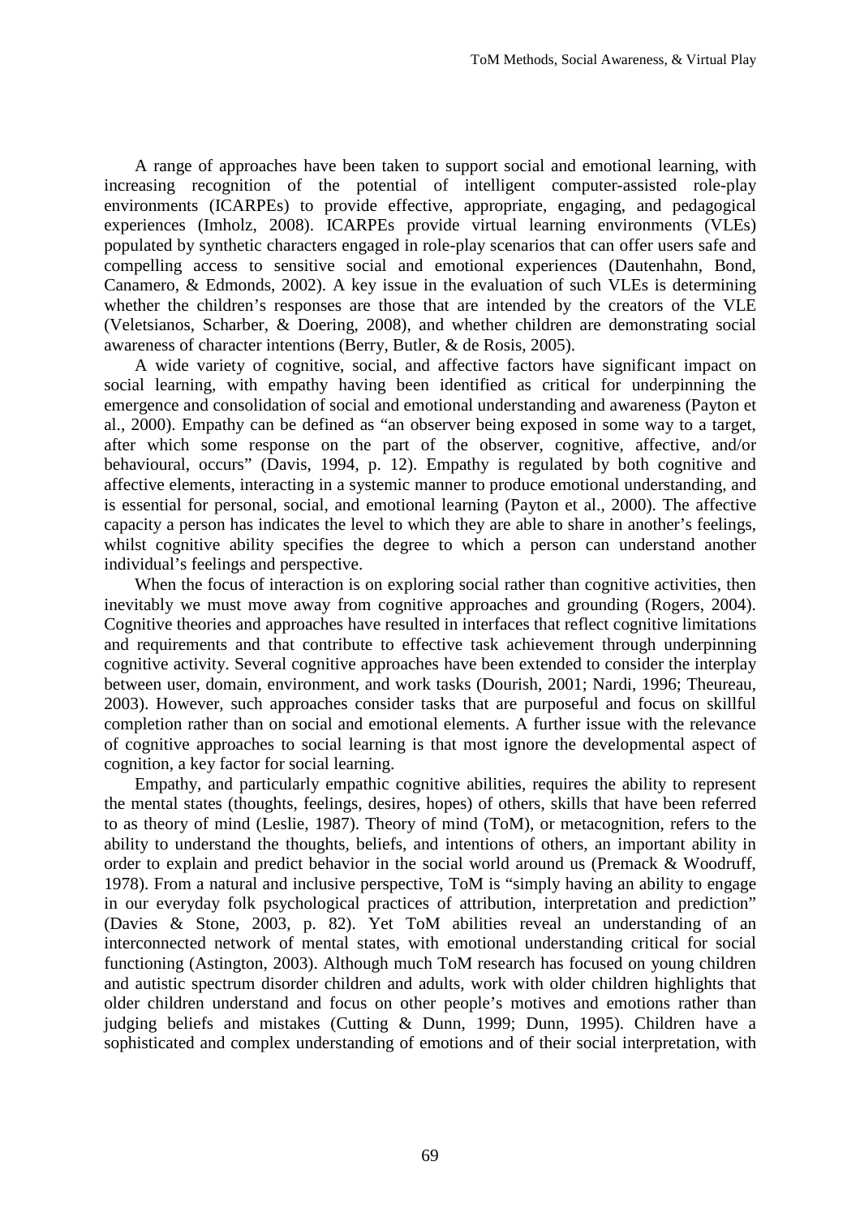A range of approaches have been taken to support social and emotional learning, with increasing recognition of the potential of intelligent computer-assisted role-play environments (ICARPEs) to provide effective, appropriate, engaging, and pedagogical experiences (Imholz, 2008). ICARPEs provide virtual learning environments (VLEs) populated by synthetic characters engaged in role-play scenarios that can offer users safe and compelling access to sensitive social and emotional experiences (Dautenhahn, Bond, Canamero, & Edmonds, 2002). A key issue in the evaluation of such VLEs is determining whether the children's responses are those that are intended by the creators of the VLE (Veletsianos, Scharber, & Doering, 2008), and whether children are demonstrating social awareness of character intentions (Berry, Butler, & de Rosis, 2005).

A wide variety of cognitive, social, and affective factors have significant impact on social learning, with empathy having been identified as critical for underpinning the emergence and consolidation of social and emotional understanding and awareness (Payton et al., 2000). Empathy can be defined as "an observer being exposed in some way to a target, after which some response on the part of the observer, cognitive, affective, and/or behavioural, occurs" (Davis, 1994, p. 12). Empathy is regulated by both cognitive and affective elements, interacting in a systemic manner to produce emotional understanding, and is essential for personal, social, and emotional learning (Payton et al., 2000). The affective capacity a person has indicates the level to which they are able to share in another's feelings, whilst cognitive ability specifies the degree to which a person can understand another individual's feelings and perspective.

When the focus of interaction is on exploring social rather than cognitive activities, then inevitably we must move away from cognitive approaches and grounding (Rogers, 2004). Cognitive theories and approaches have resulted in interfaces that reflect cognitive limitations and requirements and that contribute to effective task achievement through underpinning cognitive activity. Several cognitive approaches have been extended to consider the interplay between user, domain, environment, and work tasks (Dourish, 2001; Nardi, 1996; Theureau, 2003). However, such approaches consider tasks that are purposeful and focus on skillful completion rather than on social and emotional elements. A further issue with the relevance of cognitive approaches to social learning is that most ignore the developmental aspect of cognition, a key factor for social learning.

Empathy, and particularly empathic cognitive abilities, requires the ability to represent the mental states (thoughts, feelings, desires, hopes) of others, skills that have been referred to as theory of mind (Leslie, 1987). Theory of mind (ToM), or metacognition, refers to the ability to understand the thoughts, beliefs, and intentions of others, an important ability in order to explain and predict behavior in the social world around us (Premack & Woodruff, 1978). From a natural and inclusive perspective, ToM is "simply having an ability to engage in our everyday folk psychological practices of attribution, interpretation and prediction" (Davies & Stone, 2003, p. 82). Yet ToM abilities reveal an understanding of an interconnected network of mental states, with emotional understanding critical for social functioning (Astington, 2003). Although much ToM research has focused on young children and autistic spectrum disorder children and adults, work with older children highlights that older children understand and focus on other people's motives and emotions rather than judging beliefs and mistakes (Cutting & Dunn, 1999; Dunn, 1995). Children have a sophisticated and complex understanding of emotions and of their social interpretation, with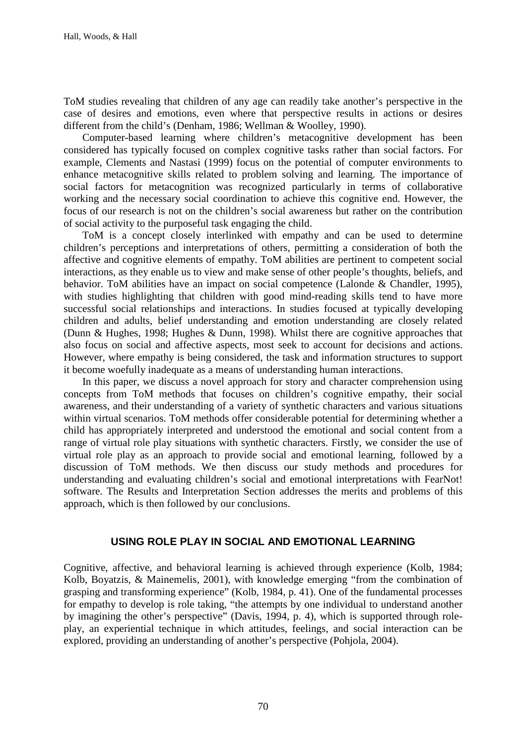ToM studies revealing that children of any age can readily take another's perspective in the case of desires and emotions, even where that perspective results in actions or desires different from the child's (Denham, 1986; Wellman & Woolley, 1990).

Computer-based learning where children's metacognitive development has been considered has typically focused on complex cognitive tasks rather than social factors. For example, Clements and Nastasi (1999) focus on the potential of computer environments to enhance metacognitive skills related to problem solving and learning. The importance of social factors for metacognition was recognized particularly in terms of collaborative working and the necessary social coordination to achieve this cognitive end. However, the focus of our research is not on the children's social awareness but rather on the contribution of social activity to the purposeful task engaging the child.

ToM is a concept closely interlinked with empathy and can be used to determine children's perceptions and interpretations of others, permitting a consideration of both the affective and cognitive elements of empathy. ToM abilities are pertinent to competent social interactions, as they enable us to view and make sense of other people's thoughts, beliefs, and behavior. ToM abilities have an impact on social competence (Lalonde & Chandler, 1995), with studies highlighting that children with good mind-reading skills tend to have more successful social relationships and interactions. In studies focused at typically developing children and adults, belief understanding and emotion understanding are closely related (Dunn & Hughes, 1998; Hughes & Dunn, 1998). Whilst there are cognitive approaches that also focus on social and affective aspects, most seek to account for decisions and actions. However, where empathy is being considered, the task and information structures to support it become woefully inadequate as a means of understanding human interactions.

In this paper, we discuss a novel approach for story and character comprehension using concepts from ToM methods that focuses on children's cognitive empathy, their social awareness, and their understanding of a variety of synthetic characters and various situations within virtual scenarios. ToM methods offer considerable potential for determining whether a child has appropriately interpreted and understood the emotional and social content from a range of virtual role play situations with synthetic characters. Firstly, we consider the use of virtual role play as an approach to provide social and emotional learning, followed by a discussion of ToM methods. We then discuss our study methods and procedures for understanding and evaluating children's social and emotional interpretations with FearNot! software. The Results and Interpretation Section addresses the merits and problems of this approach, which is then followed by our conclusions.

## USING ROLE PLAY IN SOCIAL AND EMOTIONAL LEARNING

Cognitive, affective, and behavioral learning is achieved through experience (Kolb, 1984; Kolb, Boyatzis, & Mainemelis, 2001), with knowledge emerging "from the combination of grasping and transforming experience" (Kolb, 1984, p. 41). One of the fundamental processes for empathy to develop is role taking, "the attempts by one individual to understand another by imagining the other's perspective" (Davis, 1994, p. 4), which is supported through role-play, an experiential technique in which attitudes, feelings, and social interaction can be explored, providing an understanding of another's perspective (Pohjola, 2004).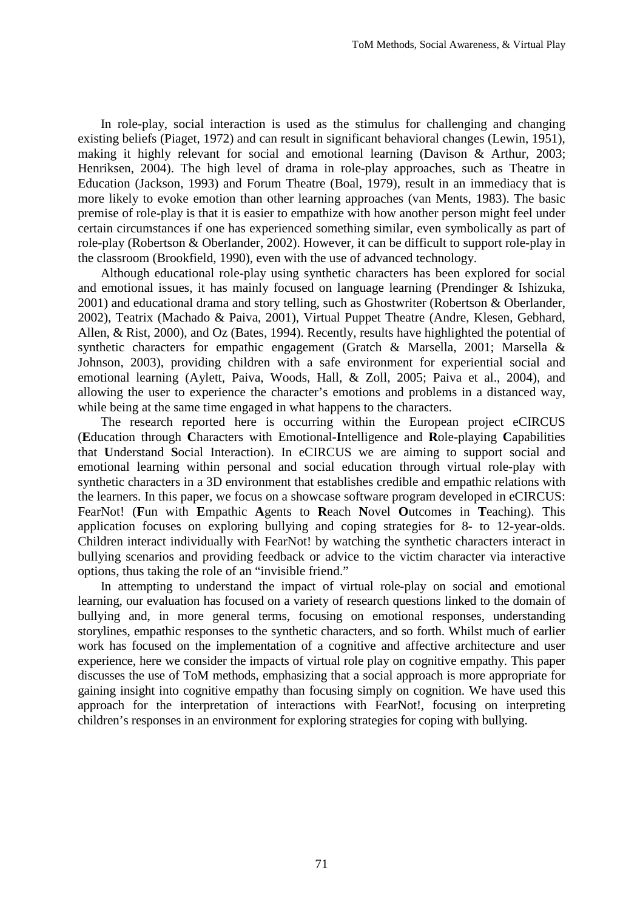In role-play, social interaction is used as the stimulus for challenging and changing existing beliefs (Piaget, 1972) and can result in significant behavioral changes (Lewin, 1951), making it highly relevant for social and emotional learning (Davison & Arthur, 2003; Henriksen, 2004). The high level of drama in role-play approaches, such as Theatre in Education (Jackson, 1993) and Forum Theatre (Boal, 1979), result in an immediacy that is more likely to evoke emotion than other learning approaches (van Ments, 1983). The basic premise of role-play is that it is easier to empathize with how another person might feel under certain circumstances if one has experienced something similar, even symbolically as part of role-play (Robertson & Oberlander, 2002). However, it can be difficult to support role-play in the classroom (Brookfield, 1990), even with the use of advanced technology.

Although educational role-play using synthetic characters has been explored for social and emotional issues, it has mainly focused on language learning (Prendinger & Ishizuka, 2001) and educational drama and story telling, such as Ghostwriter (Robertson & Oberlander, 2002), Teatrix (Machado & Paiva, 2001), Virtual Puppet Theatre (Andre, Klesen, Gebhard, Allen, & Rist, 2000), and Oz (Bates, 1994). Recently, results have highlighted the potential of synthetic characters for empathic engagement (Gratch & Marsella, 2001; Marsella & Johnson, 2003), providing children with a safe environment for experiential social and emotional learning (Aylett, Paiva, Woods, Hall, & Zoll, 2005; Paiva et al., 2004), and allowing the user to experience the character's emotions and problems in a distanced way, while being at the same time engaged in what happens to the characters.

The research reported here is occurring within the European project eCIRCUS (**E**ducation through **C**haracters with Emotional-**I**ntelligence and **R**ole-playing **C**apabilities that **U**nderstand **S**ocial Interaction). In eCIRCUS we are aiming to support social and emotional learning within personal and social education through virtual role-play with synthetic characters in a 3D environment that establishes credible and empathic relations with the learners. In this paper, we focus on a showcase software program developed in eCIRCUS: FearNot! (**F**un with **E**mpathic **A**gents to **R**each **N**ovel **O**utcomes in **T**eaching). This application focuses on exploring bullying and coping strategies for 8- to 12-year-olds. Children interact individually with FearNot! by watching the synthetic characters interact in bullying scenarios and providing feedback or advice to the victim character via interactive options, thus taking the role of an "invisible friend."

In attempting to understand the impact of virtual role-play on social and emotional learning, our evaluation has focused on a variety of research questions linked to the domain of bullying and, in more general terms, focusing on emotional responses, understanding storylines, empathic responses to the synthetic characters, and so forth. Whilst much of earlier work has focused on the implementation of a cognitive and affective architecture and user experience, here we consider the impacts of virtual role play on cognitive empathy. This paper discusses the use of ToM methods, emphasizing that a social approach is more appropriate for gaining insight into cognitive empathy than focusing simply on cognition. We have used this approach for the interpretation of interactions with FearNot!, focusing on interpreting children's responses in an environment for exploring strategies for coping with bullying.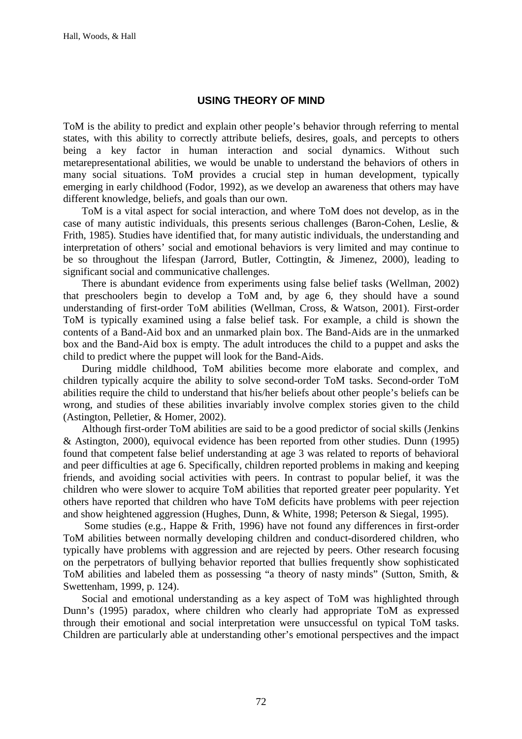## USING THEORY OF MIND

ToM is the ability to predict and explain other people's behavior through referring to mental states, with this ability to correctly attribute beliefs, desires, goals, and percepts to others being a key factor in human interaction and social dynamics. Without such metarepresentational abilities, we would be unable to understand the behaviors of others in many social situations. ToM provides a crucial step in human development, typically emerging in early childhood (Fodor, 1992), as we develop an awareness that others may have different knowledge, beliefs, and goals than our own.

ToM is a vital aspect for social interaction, and where ToM does not develop, as in the case of many autistic individuals, this presents serious challenges (Baron-Cohen, Leslie, & Frith, 1985). Studies have identified that, for many autistic individuals, the understanding and interpretation of others' social and emotional behaviors is very limited and may continue to be so throughout the lifespan (Jarrord, Butler, Cottingtin, & Jimenez, 2000), leading to significant social and communicative challenges.

There is abundant evidence from experiments using false belief tasks (Wellman, 2002) that preschoolers begin to develop a ToM and, by age 6, they should have a sound understanding of first-order ToM abilities (Wellman, Cross, & Watson, 2001). First-order ToM is typically examined using a false belief task. For example, a child is shown the contents of a Band-Aid box and an unmarked plain box. The Band-Aids are in the unmarked box and the Band-Aid box is empty. The adult introduces the child to a puppet and asks the child to predict where the puppet will look for the Band-Aids.

During middle childhood, ToM abilities become more elaborate and complex, and children typically acquire the ability to solve second-order ToM tasks. Second-order ToM abilities require the child to understand that his/her beliefs about other people's beliefs can be wrong, and studies of these abilities invariably involve complex stories given to the child (Astington, Pelletier, & Homer, 2002).

Although first-order ToM abilities are said to be a good predictor of social skills (Jenkins & Astington, 2000), equivocal evidence has been reported from other studies. Dunn (1995) found that competent false belief understanding at age 3 was related to reports of behavioral and peer difficulties at age 6. Specifically, children reported problems in making and keeping friends, and avoiding social activities with peers. In contrast to popular belief, it was the children who were slower to acquire ToM abilities that reported greater peer popularity. Yet others have reported that children who have ToM deficits have problems with peer rejection and show heightened aggression (Hughes, Dunn, & White, 1998; Peterson & Siegal, 1995).

Some studies (e.g., Happe & Frith, 1996) have not found any differences in first-order ToM abilities between normally developing children and conduct-disordered children, who typically have problems with aggression and are rejected by peers. Other research focusing on the perpetrators of bullying behavior reported that bullies frequently show sophisticated ToM abilities and labeled them as possessing "a theory of nasty minds" (Sutton, Smith, & Swettenham, 1999, p. 124).

Social and emotional understanding as a key aspect of ToM was highlighted through Dunn's (1995) paradox, where children who clearly had appropriate ToM as expressed through their emotional and social interpretation were unsuccessful on typical ToM tasks. Children are particularly able at understanding other's emotional perspectives and the impact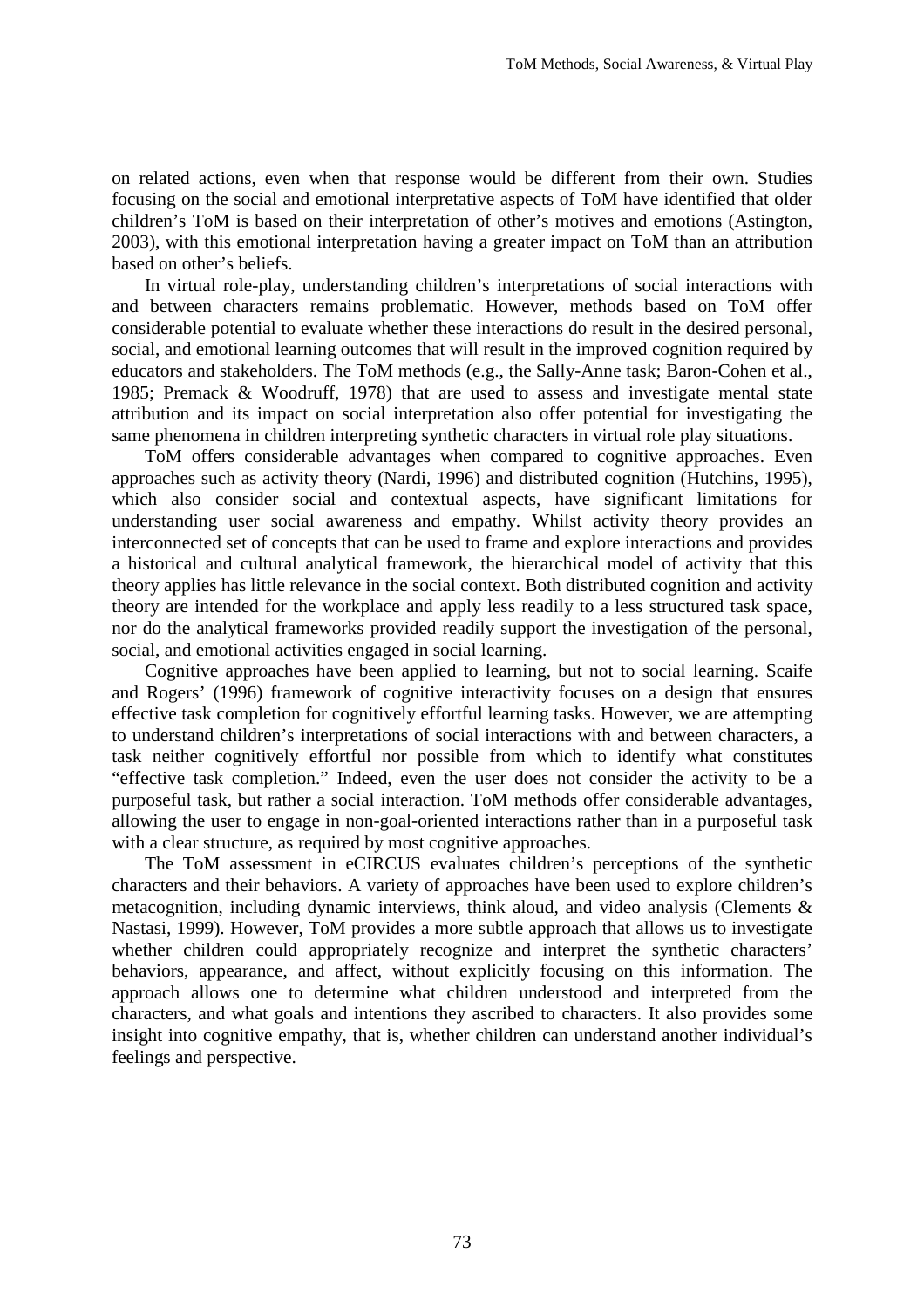on related actions, even when that response would be different from their own. Studies focusing on the social and emotional interpretative aspects of ToM have identified that older children's ToM is based on their interpretation of other's motives and emotions (Astington, 2003), with this emotional interpretation having a greater impact on ToM than an attribution based on other's beliefs.

In virtual role-play, understanding children's interpretations of social interactions with and between characters remains problematic. However, methods based on ToM offer considerable potential to evaluate whether these interactions do result in the desired personal, social, and emotional learning outcomes that will result in the improved cognition required by educators and stakeholders. The ToM methods (e.g., the Sally-Anne task; Baron-Cohen et al., 1985; Premack & Woodruff, 1978) that are used to assess and investigate mental state attribution and its impact on social interpretation also offer potential for investigating the same phenomena in children interpreting synthetic characters in virtual role play situations.

ToM offers considerable advantages when compared to cognitive approaches. Even approaches such as activity theory (Nardi, 1996) and distributed cognition (Hutchins, 1995), which also consider social and contextual aspects, have significant limitations for understanding user social awareness and empathy. Whilst activity theory provides an interconnected set of concepts that can be used to frame and explore interactions and provides a historical and cultural analytical framework, the hierarchical model of activity that this theory applies has little relevance in the social context. Both distributed cognition and activity theory are intended for the workplace and apply less readily to a less structured task space, nor do the analytical frameworks provided readily support the investigation of the personal, social, and emotional activities engaged in social learning.

Cognitive approaches have been applied to learning, but not to social learning. Scaife and Rogers' (1996) framework of cognitive interactivity focuses on a design that ensures effective task completion for cognitively effortful learning tasks. However, we are attempting to understand children's interpretations of social interactions with and between characters, a task neither cognitively effortful nor possible from which to identify what constitutes "effective task completion." Indeed, even the user does not consider the activity to be a purposeful task, but rather a social interaction. ToM methods offer considerable advantages, allowing the user to engage in non-goal-oriented interactions rather than in a purposeful task with a clear structure, as required by most cognitive approaches.

The ToM assessment in eCIRCUS evaluates children's perceptions of the synthetic characters and their behaviors. A variety of approaches have been used to explore children's metacognition, including dynamic interviews, think aloud, and video analysis (Clements & Nastasi, 1999). However, ToM provides a more subtle approach that allows us to investigate whether children could appropriately recognize and interpret the synthetic characters' behaviors, appearance, and affect, without explicitly focusing on this information. The approach allows one to determine what children understood and interpreted from the characters, and what goals and intentions they ascribed to characters. It also provides some insight into cognitive empathy, that is, whether children can understand another individual's feelings and perspective.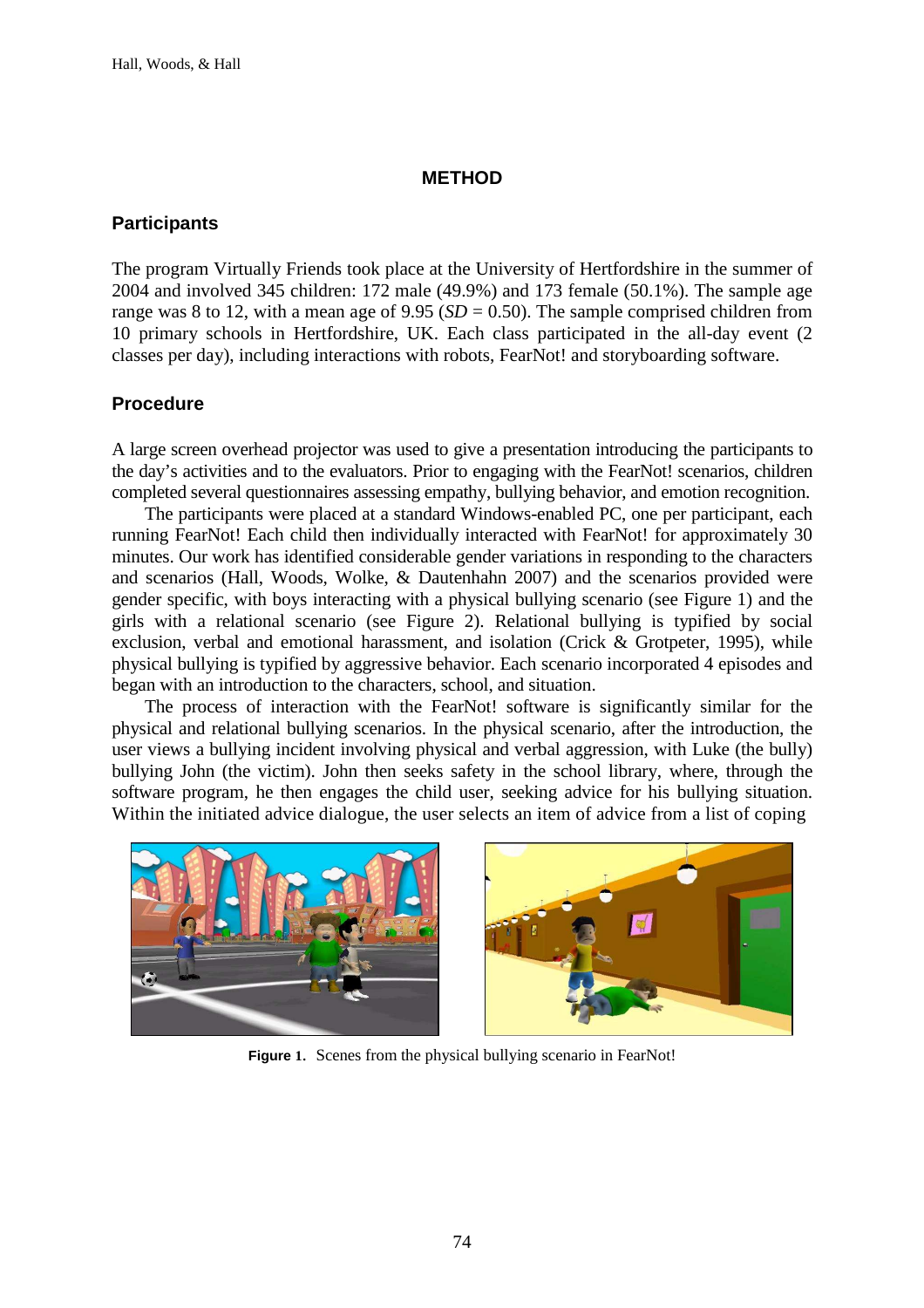# METHOD

## Participants

The program Virtually Friends took place at the University of Hertfordshire in the summer of 2004 and involved 345 children: 172 male (49.9%) and 173 female (50.1%). The sample age range was 8 to 12, with a mean age of 9.95 (*SD* = 0.50). The sample comprised children from 10 primary schools in Hertfordshire, UK. Each class participated in the all-day event (2 classes per day), including interactions with robots, FearNot! and storyboarding software.

## Procedure

A large screen overhead projector was used to give a presentation introducing the participants to the day's activities and to the evaluators. Prior to engaging with the FearNot! scenarios, children completed several questionnaires assessing empathy, bullying behavior, and emotion recognition.

The participants were placed at a standard Windows-enabled PC, one per participant, each running FearNot! Each child then individually interacted with FearNot! for approximately 30 minutes. Our work has identified considerable gender variations in responding to the characters and scenarios (Hall, Woods, Wolke, & Dautenhahn 2007) and the scenarios provided were gender specific, with boys interacting with a physical bullying scenario (see Figure 1) and the girls with a relational scenario (see Figure 2). Relational bullying is typified by social exclusion, verbal and emotional harassment, and isolation (Crick & Grotpeter, 1995), while physical bullying is typified by aggressive behavior. Each scenario incorporated 4 episodes and began with an introduction to the characters, school, and situation.

The process of interaction with the FearNot! software is significantly similar for the physical and relational bullying scenarios. In the physical scenario, after the introduction, the user views a bullying incident involving physical and verbal aggression, with Luke (the bully) bullying John (the victim). John then seeks safety in the school library, where, through the software program, he then engages the child user, seeking advice for his bullying situation. Within the initiated advice dialogue, the user selects an item of advice from a list of coping

**Figure 1.** Scenes from the physical bullying scenario in FearNot!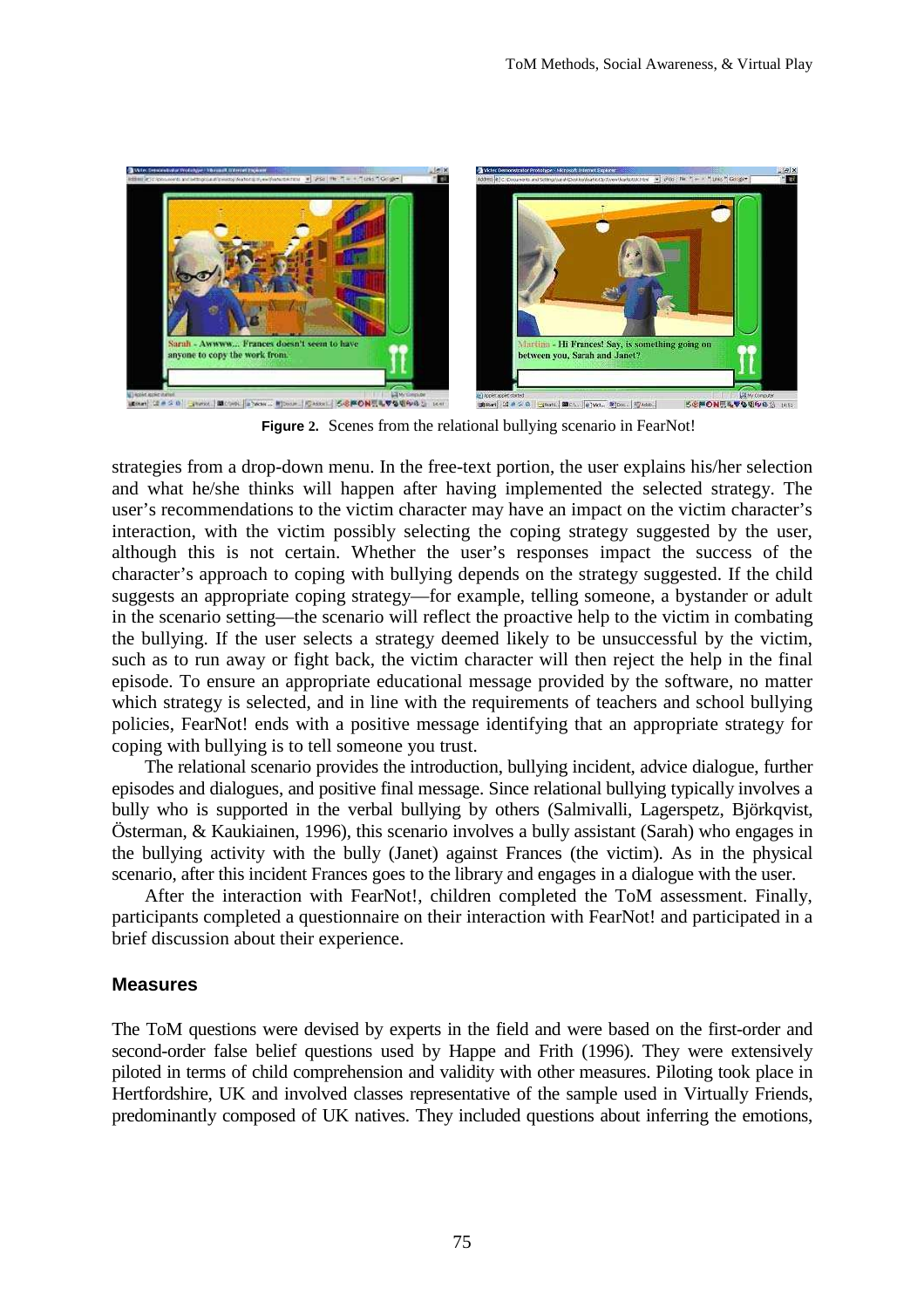**Figure 2.** Scenes from the relational bullying scenario in FearNot!

strategies from a drop-down menu. In the free-text portion, the user explains his/her selection and what he/she thinks will happen after having implemented the selected strategy. The user's recommendations to the victim character may have an impact on the victim character's interaction, with the victim possibly selecting the coping strategy suggested by the user, although this is not certain. Whether the user's responses impact the success of the character's approach to coping with bullying depends on the strategy suggested. If the child suggests an appropriate coping strategy—for example, telling someone, a bystander or adult in the scenario setting—the scenario will reflect the proactive help to the victim in combating the bullying. If the user selects a strategy deemed likely to be unsuccessful by the victim, such as to run away or fight back, the victim character will then reject the help in the final episode. To ensure an appropriate educational message provided by the software, no matter which strategy is selected, and in line with the requirements of teachers and school bullying policies, FearNot! ends with a positive message identifying that an appropriate strategy for coping with bullying is to tell someone you trust.

The relational scenario provides the introduction, bullying incident, advice dialogue, further episodes and dialogues, and positive final message. Since relational bullying typically involves a bully who is supported in the verbal bullying by others (Salmivalli, Lagerspetz, Björkqvist, Österman, & Kaukiainen, 1996), this scenario involves a bully assistant (Sarah) who engages in the bullying activity with the bully (Janet) against Frances (the victim). As in the physical scenario, after this incident Frances goes to the library and engages in a dialogue with the user.

After the interaction with FearNot!, children completed the ToM assessment. Finally, participants completed a questionnaire on their interaction with FearNot! and participated in a brief discussion about their experience.

## Measures

The ToM questions were devised by experts in the field and were based on the first-order and second-order false belief questions used by Happe and Frith (1996). They were extensively piloted in terms of child comprehension and validity with other measures. Piloting took place in Hertfordshire, UK and involved classes representative of the sample used in Virtually Friends, predominantly composed of UK natives. They included questions about inferring the emotions,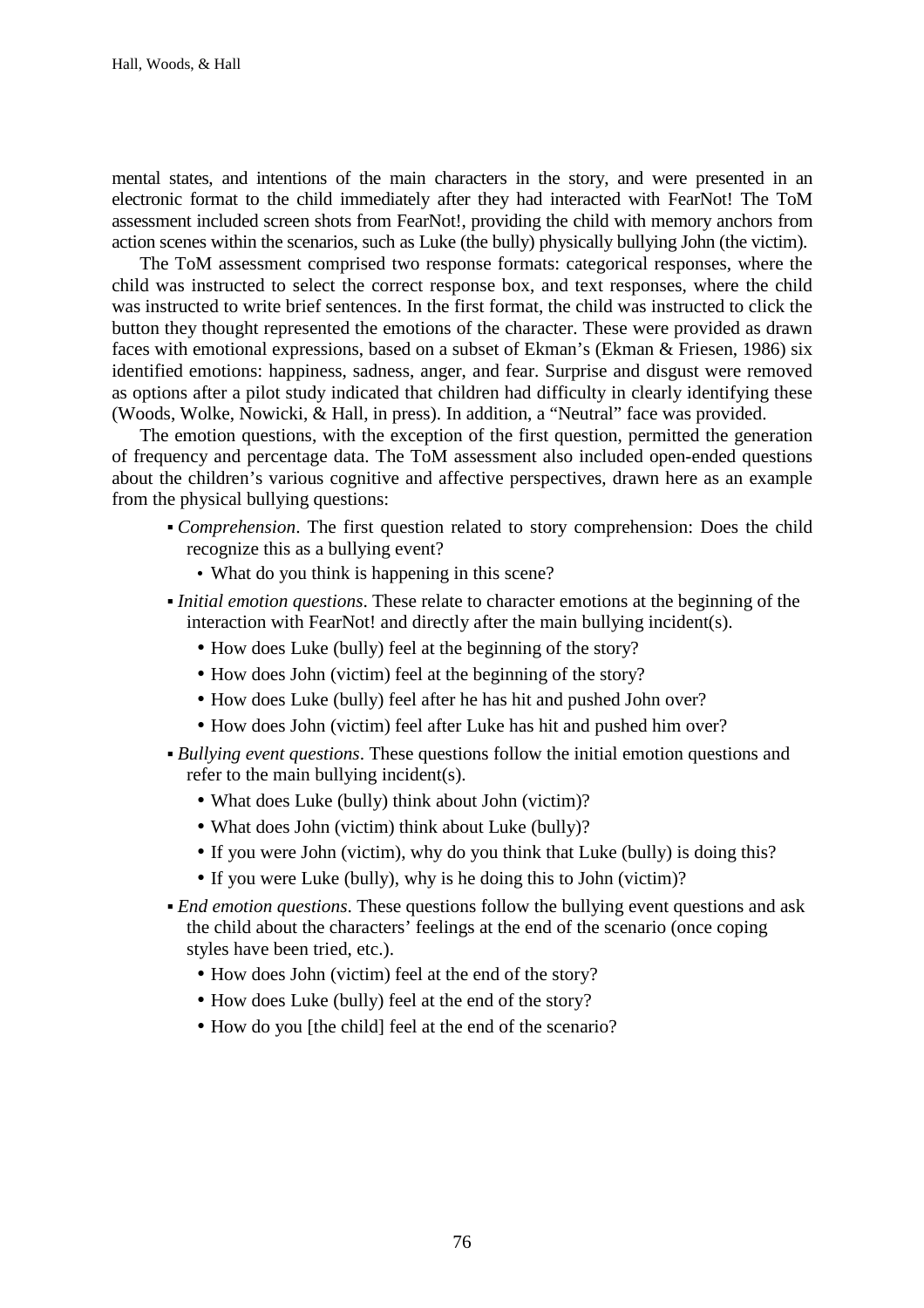mental states, and intentions of the main characters in the story, and were presented in an electronic format to the child immediately after they had interacted with FearNot! The ToM assessment included screen shots from FearNot!, providing the child with memory anchors from action scenes within the scenarios, such as Luke (the bully) physically bullying John (the victim).

The ToM assessment comprised two response formats: categorical responses, where the child was instructed to select the correct response box, and text responses, where the child was instructed to write brief sentences. In the first format, the child was instructed to click the button they thought represented the emotions of the character. These were provided as drawn faces with emotional expressions, based on a subset of Ekman's (Ekman & Friesen, 1986) six identified emotions: happiness, sadness, anger, and fear. Surprise and disgust were removed as options after a pilot study indicated that children had difficulty in clearly identifying these (Woods, Wolke, Nowicki, & Hall, in press). In addition, a "Neutral" face was provided.

The emotion questions, with the exception of the first question, permitted the generation of frequency and percentage data. The ToM assessment also included open-ended questions about the children's various cognitive and affective perspectives, drawn here as an example from the physical bullying questions:

- *Comprehension*. The first question related to story comprehension: Does the child recognize this as a bullying event?
  - What do you think is happening in this scene?
- *Initial emotion questions*. These relate to character emotions at the beginning of the interaction with FearNot! and directly after the main bullying incident(s).
  - How does Luke (bully) feel at the beginning of the story?
  - How does John (victim) feel at the beginning of the story?
  - How does Luke (bully) feel after he has hit and pushed John over?
  - How does John (victim) feel after Luke has hit and pushed him over?
- *Bullying event questions*. These questions follow the initial emotion questions and refer to the main bullying incident(s).
  - What does Luke (bully) think about John (victim)?
  - What does John (victim) think about Luke (bully)?
  - If you were John (victim), why do you think that Luke (bully) is doing this?
  - If you were Luke (bully), why is he doing this to John (victim)?
- *End emotion questions*. These questions follow the bullying event questions and ask the child about the characters' feelings at the end of the scenario (once coping styles have been tried, etc.).
  - How does John (victim) feel at the end of the story?
  - How does Luke (bully) feel at the end of the story?
  - How do you [the child] feel at the end of the scenario?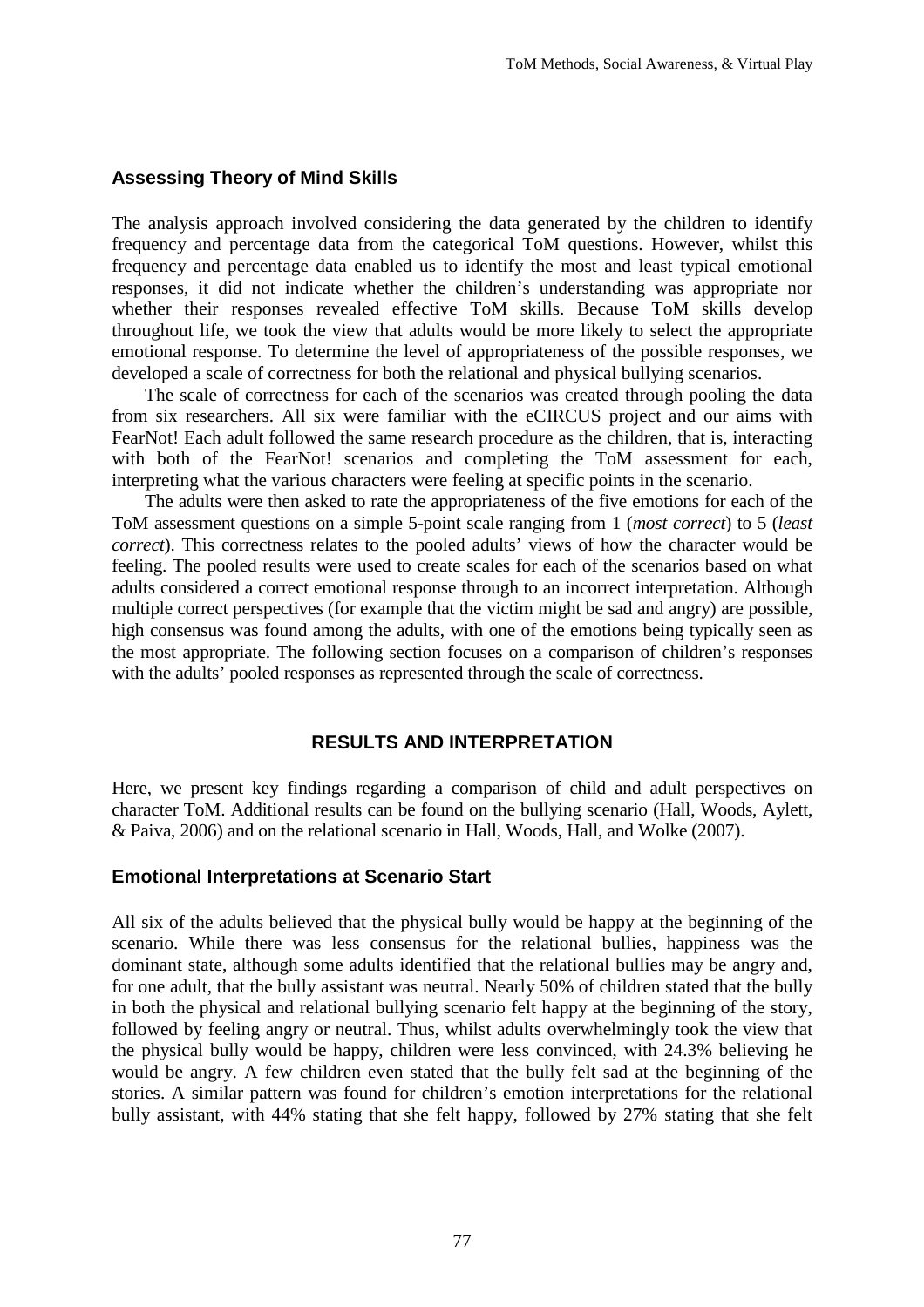## Assessing Theory of Mind Skills

The analysis approach involved considering the data generated by the children to identify frequency and percentage data from the categorical ToM questions. However, whilst this frequency and percentage data enabled us to identify the most and least typical emotional responses, it did not indicate whether the children's understanding was appropriate nor whether their responses revealed effective ToM skills. Because ToM skills develop throughout life, we took the view that adults would be more likely to select the appropriate emotional response. To determine the level of appropriateness of the possible responses, we developed a scale of correctness for both the relational and physical bullying scenarios.

The scale of correctness for each of the scenarios was created through pooling the data from six researchers. All six were familiar with the eCIRCUS project and our aims with FearNot! Each adult followed the same research procedure as the children, that is, interacting with both of the FearNot! scenarios and completing the ToM assessment for each, interpreting what the various characters were feeling at specific points in the scenario.

The adults were then asked to rate the appropriateness of the five emotions for each of the ToM assessment questions on a simple 5-point scale ranging from 1 (*most correct*) to 5 (*least correct*). This correctness relates to the pooled adults' views of how the character would be feeling. The pooled results were used to create scales for each of the scenarios based on what adults considered a correct emotional response through to an incorrect interpretation. Although multiple correct perspectives (for example that the victim might be sad and angry) are possible, high consensus was found among the adults, with one of the emotions being typically seen as the most appropriate. The following section focuses on a comparison of children's responses with the adults' pooled responses as represented through the scale of correctness.

# RESULTS AND INTERPRETATION

Here, we present key findings regarding a comparison of child and adult perspectives on character ToM. Additional results can be found on the bullying scenario (Hall, Woods, Aylett, & Paiva, 2006) and on the relational scenario in Hall, Woods, Hall, and Wolke (2007).

## Emotional Interpretations at Scenario Start

All six of the adults believed that the physical bully would be happy at the beginning of the scenario. While there was less consensus for the relational bullies, happiness was the dominant state, although some adults identified that the relational bullies may be angry and, for one adult, that the bully assistant was neutral. Nearly 50% of children stated that the bully in both the physical and relational bullying scenario felt happy at the beginning of the story, followed by feeling angry or neutral. Thus, whilst adults overwhelmingly took the view that the physical bully would be happy, children were less convinced, with 24.3% believing he would be angry. A few children even stated that the bully felt sad at the beginning of the stories. A similar pattern was found for children's emotion interpretations for the relational bully assistant, with 44% stating that she felt happy, followed by 27% stating that she felt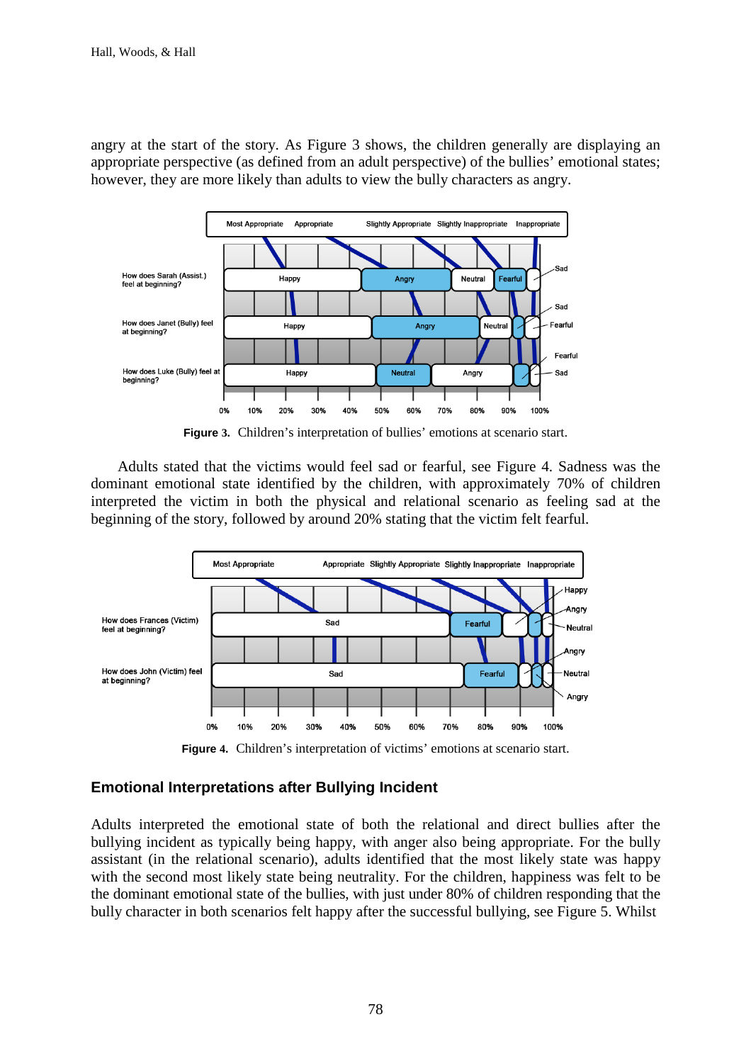angry at the start of the story. As Figure 3 shows, the children generally are displaying an appropriate perspective (as defined from an adult perspective) of the bullies' emotional states; however, they are more likely than adults to view the bully characters as angry.

**Figure 3.** Children's interpretation of bullies' emotions at scenario start.

Adults stated that the victims would feel sad or fearful, see Figure 4. Sadness was the dominant emotional state identified by the children, with approximately 70% of children interpreted the victim in both the physical and relational scenario as feeling sad at the beginning of the story, followed by around 20% stating that the victim felt fearful.

**Figure 4.** Children's interpretation of victims' emotions at scenario start.

## Emotional Interpretations after Bullying Incident

Adults interpreted the emotional state of both the relational and direct bullies after the bullying incident as typically being happy, with anger also being appropriate. For the bully assistant (in the relational scenario), adults identified that the most likely state was happy with the second most likely state being neutrality. For the children, happiness was felt to be the dominant emotional state of the bullies, with just under 80% of children responding that the bully character in both scenarios felt happy after the successful bullying, see Figure 5. Whilst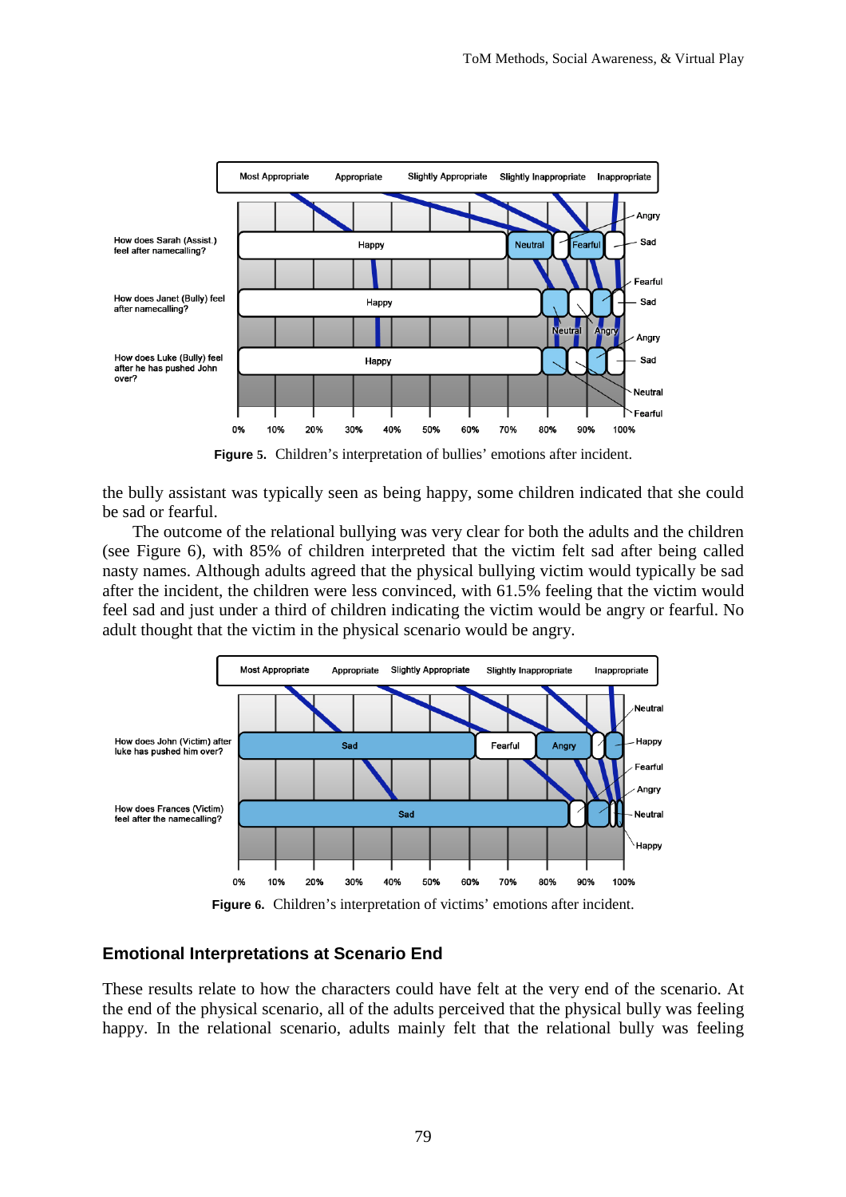Figure 5. Children's interpretation of bullies' emotions after incident.

the bully assistant was typically seen as being happy, some children indicated that she could be sad or fearful.

The outcome of the relational bullying was very clear for both the adults and the children (see Figure 6), with 85% of children interpreted that the victim felt sad after being called nasty names. Although adults agreed that the physical bullying victim would typically be sad after the incident, the children were less convinced, with 61.5% feeling that the victim would feel sad and just under a third of children indicating the victim would be angry or fearful. No adult thought that the victim in the physical scenario would be angry.

Figure 6. Children's interpretation of victims' emotions after incident.

## Emotional Interpretations at Scenario End

These results relate to how the characters could have felt at the very end of the scenario. At the end of the physical scenario, all of the adults perceived that the physical bully was feeling happy. In the relational scenario, adults mainly felt that the relational bully was feeling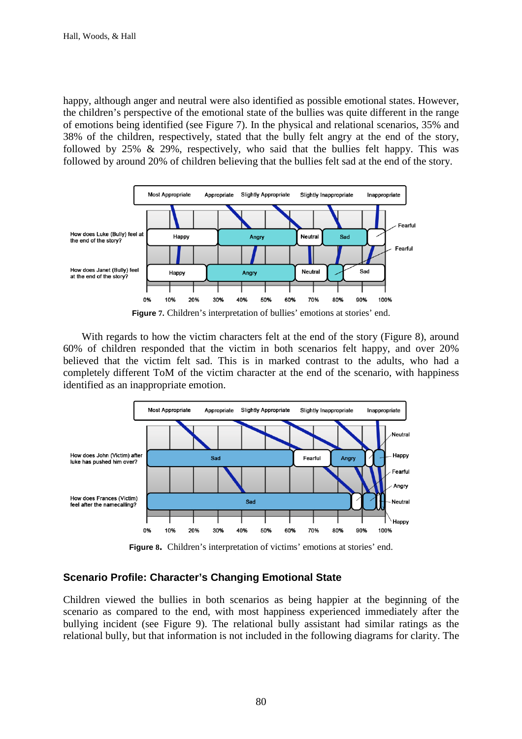happy, although anger and neutral were also identified as possible emotional states. However, the children's perspective of the emotional state of the bullies was quite different in the range of emotions being identified (see Figure 7). In the physical and relational scenarios, 35% and 38% of the children, respectively, stated that the bully felt angry at the end of the story, followed by 25% & 29%, respectively, who said that the bullies felt happy. This was followed by around 20% of children believing that the bullies felt sad at the end of the story.

**Figure 7.** Children's interpretation of bullies' emotions at stories' end.

With regards to how the victim characters felt at the end of the story (Figure 8), around 60% of children responded that the victim in both scenarios felt happy, and over 20% believed that the victim felt sad. This is in marked contrast to the adults, who had a completely different ToM of the victim character at the end of the scenario, with happiness identified as an inappropriate emotion.

**Figure 8.** Children's interpretation of victims' emotions at stories' end.

### Scenario Profile: Character's Changing Emotional State

Children viewed the bullies in both scenarios as being happier at the beginning of the scenario as compared to the end, with most happiness experienced immediately after the bullying incident (see Figure 9). The relational bully assistant had similar ratings as the relational bully, but that information is not included in the following diagrams for clarity. The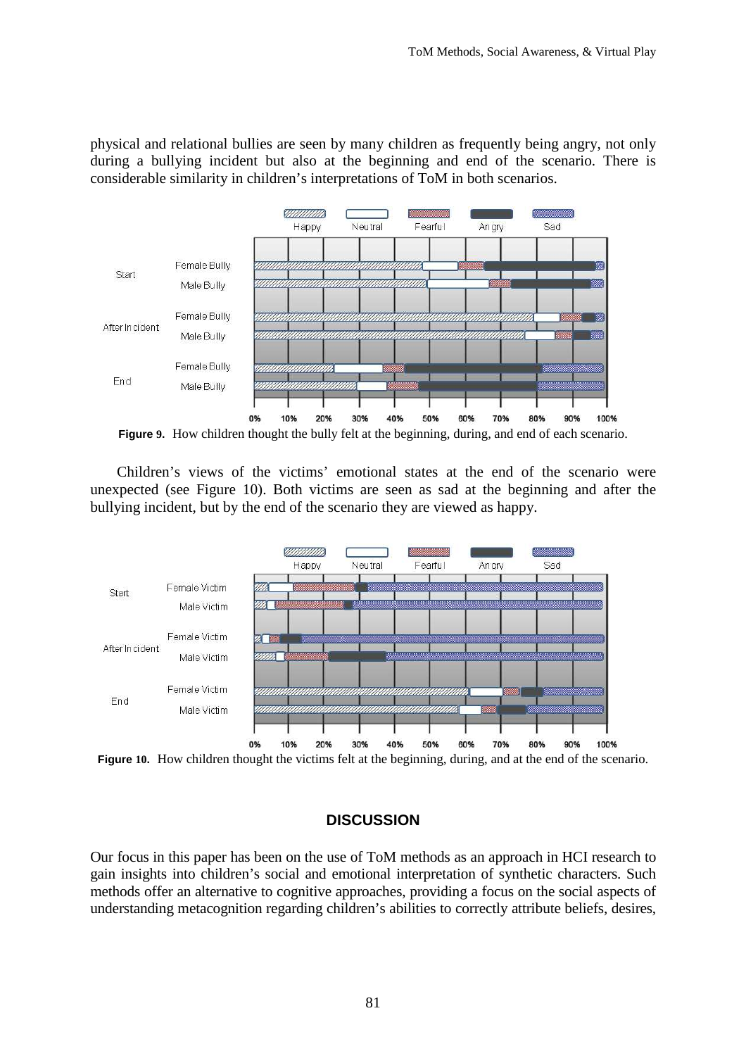physical and relational bullies are seen by many children as frequently being angry, not only during a bullying incident but also at the beginning and end of the scenario. There is considerable similarity in children's interpretations of ToM in both scenarios.

**Figure 9.** How children thought the bully felt at the beginning, during, and end of each scenario.

Children's views of the victims' emotional states at the end of the scenario were unexpected (see Figure 10). Both victims are seen as sad at the beginning and after the bullying incident, but by the end of the scenario they are viewed as happy.

**Figure 10.** How children thought the victims felt at the beginning, during, and at the end of the scenario.

## DISCUSSION

Our focus in this paper has been on the use of ToM methods as an approach in HCI research to gain insights into children's social and emotional interpretation of synthetic characters. Such methods offer an alternative to cognitive approaches, providing a focus on the social aspects of understanding metacognition regarding children's abilities to correctly attribute beliefs, desires,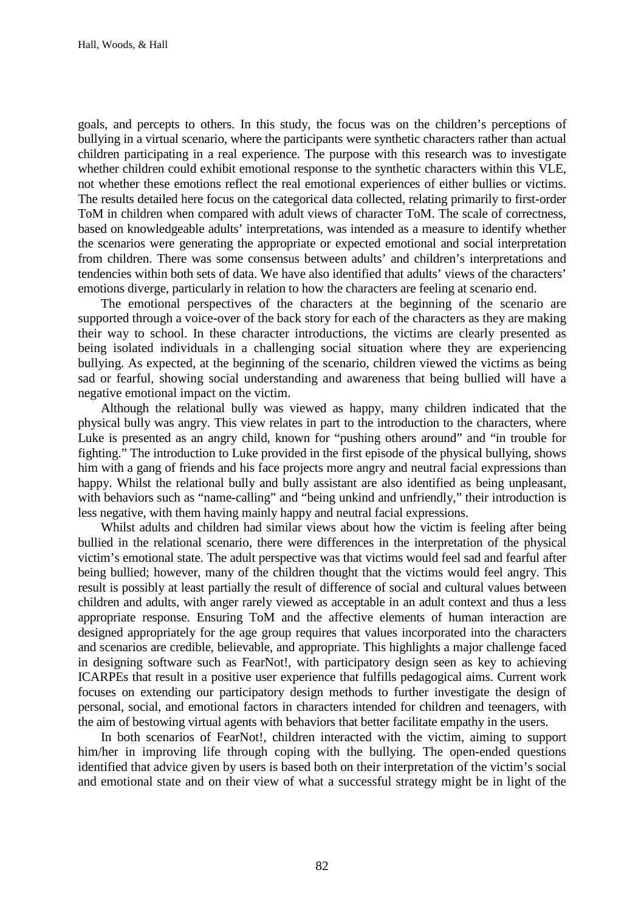goals, and percepts to others. In this study, the focus was on the children's perceptions of bullying in a virtual scenario, where the participants were synthetic characters rather than actual children participating in a real experience. The purpose with this research was to investigate whether children could exhibit emotional response to the synthetic characters within this VLE, not whether these emotions reflect the real emotional experiences of either bullies or victims. The results detailed here focus on the categorical data collected, relating primarily to first-order ToM in children when compared with adult views of character ToM. The scale of correctness, based on knowledgeable adults' interpretations, was intended as a measure to identify whether the scenarios were generating the appropriate or expected emotional and social interpretation from children. There was some consensus between adults' and children's interpretations and tendencies within both sets of data. We have also identified that adults' views of the characters' emotions diverge, particularly in relation to how the characters are feeling at scenario end.

The emotional perspectives of the characters at the beginning of the scenario are supported through a voice-over of the back story for each of the characters as they are making their way to school. In these character introductions, the victims are clearly presented as being isolated individuals in a challenging social situation where they are experiencing bullying. As expected, at the beginning of the scenario, children viewed the victims as being sad or fearful, showing social understanding and awareness that being bullied will have a negative emotional impact on the victim.

Although the relational bully was viewed as happy, many children indicated that the physical bully was angry. This view relates in part to the introduction to the characters, where Luke is presented as an angry child, known for "pushing others around" and "in trouble for fighting." The introduction to Luke provided in the first episode of the physical bullying, shows him with a gang of friends and his face projects more angry and neutral facial expressions than happy. Whilst the relational bully and bully assistant are also identified as being unpleasant, with behaviors such as "name-calling" and "being unkind and unfriendly," their introduction is less negative, with them having mainly happy and neutral facial expressions.

Whilst adults and children had similar views about how the victim is feeling after being bullied in the relational scenario, there were differences in the interpretation of the physical victim's emotional state. The adult perspective was that victims would feel sad and fearful after being bullied; however, many of the children thought that the victims would feel angry. This result is possibly at least partially the result of difference of social and cultural values between children and adults, with anger rarely viewed as acceptable in an adult context and thus a less appropriate response. Ensuring ToM and the affective elements of human interaction are designed appropriately for the age group requires that values incorporated into the characters and scenarios are credible, believable, and appropriate. This highlights a major challenge faced in designing software such as FearNot!, with participatory design seen as key to achieving ICARPEs that result in a positive user experience that fulfills pedagogical aims. Current work focuses on extending our participatory design methods to further investigate the design of personal, social, and emotional factors in characters intended for children and teenagers, with the aim of bestowing virtual agents with behaviors that better facilitate empathy in the users.

In both scenarios of FearNot!, children interacted with the victim, aiming to support him/her in improving life through coping with the bullying. The open-ended questions identified that advice given by users is based both on their interpretation of the victim's social and emotional state and on their view of what a successful strategy might be in light of the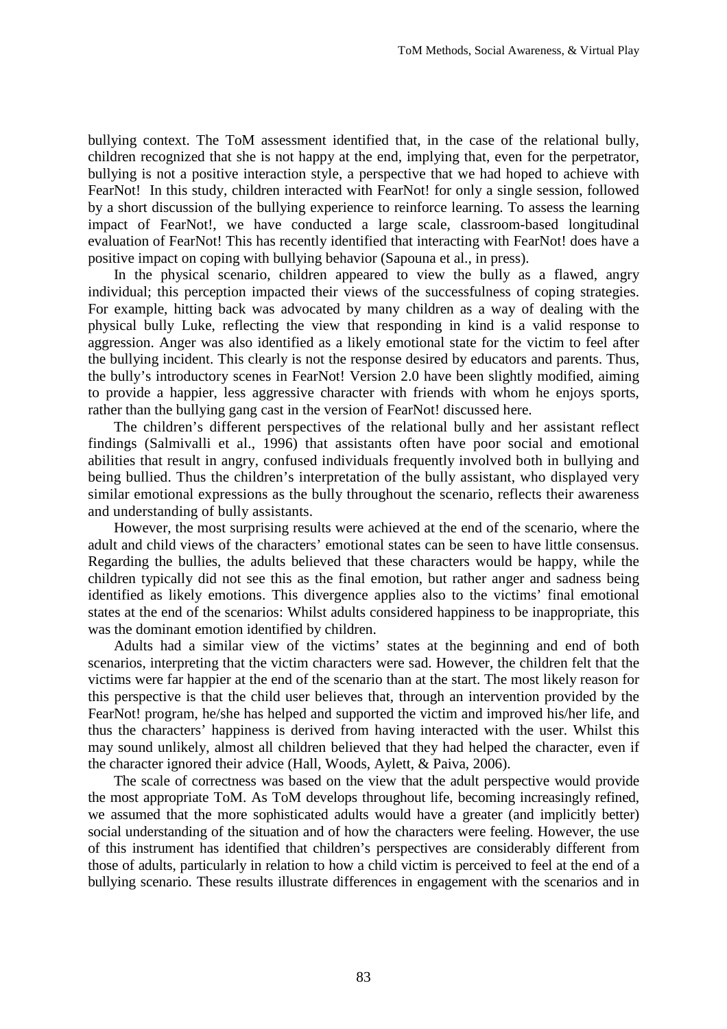bullying context. The ToM assessment identified that, in the case of the relational bully, children recognized that she is not happy at the end, implying that, even for the perpetrator, bullying is not a positive interaction style, a perspective that we had hoped to achieve with FearNot! In this study, children interacted with FearNot! for only a single session, followed by a short discussion of the bullying experience to reinforce learning. To assess the learning impact of FearNot!, we have conducted a large scale, classroom-based longitudinal evaluation of FearNot! This has recently identified that interacting with FearNot! does have a positive impact on coping with bullying behavior (Sapouna et al., in press).

In the physical scenario, children appeared to view the bully as a flawed, angry individual; this perception impacted their views of the successfulness of coping strategies. For example, hitting back was advocated by many children as a way of dealing with the physical bully Luke, reflecting the view that responding in kind is a valid response to aggression. Anger was also identified as a likely emotional state for the victim to feel after the bullying incident. This clearly is not the response desired by educators and parents. Thus, the bully's introductory scenes in FearNot! Version 2.0 have been slightly modified, aiming to provide a happier, less aggressive character with friends with whom he enjoys sports, rather than the bullying gang cast in the version of FearNot! discussed here.

The children's different perspectives of the relational bully and her assistant reflect findings (Salmivalli et al., 1996) that assistants often have poor social and emotional abilities that result in angry, confused individuals frequently involved both in bullying and being bullied. Thus the children's interpretation of the bully assistant, who displayed very similar emotional expressions as the bully throughout the scenario, reflects their awareness and understanding of bully assistants.

However, the most surprising results were achieved at the end of the scenario, where the adult and child views of the characters' emotional states can be seen to have little consensus. Regarding the bullies, the adults believed that these characters would be happy, while the children typically did not see this as the final emotion, but rather anger and sadness being identified as likely emotions. This divergence applies also to the victims' final emotional states at the end of the scenarios: Whilst adults considered happiness to be inappropriate, this was the dominant emotion identified by children.

Adults had a similar view of the victims' states at the beginning and end of both scenarios, interpreting that the victim characters were sad. However, the children felt that the victims were far happier at the end of the scenario than at the start. The most likely reason for this perspective is that the child user believes that, through an intervention provided by the FearNot! program, he/she has helped and supported the victim and improved his/her life, and thus the characters' happiness is derived from having interacted with the user. Whilst this may sound unlikely, almost all children believed that they had helped the character, even if the character ignored their advice (Hall, Woods, Aylett, & Paiva, 2006).

The scale of correctness was based on the view that the adult perspective would provide the most appropriate ToM. As ToM develops throughout life, becoming increasingly refined, we assumed that the more sophisticated adults would have a greater (and implicitly better) social understanding of the situation and of how the characters were feeling. However, the use of this instrument has identified that children's perspectives are considerably different from those of adults, particularly in relation to how a child victim is perceived to feel at the end of a bullying scenario. These results illustrate differences in engagement with the scenarios and in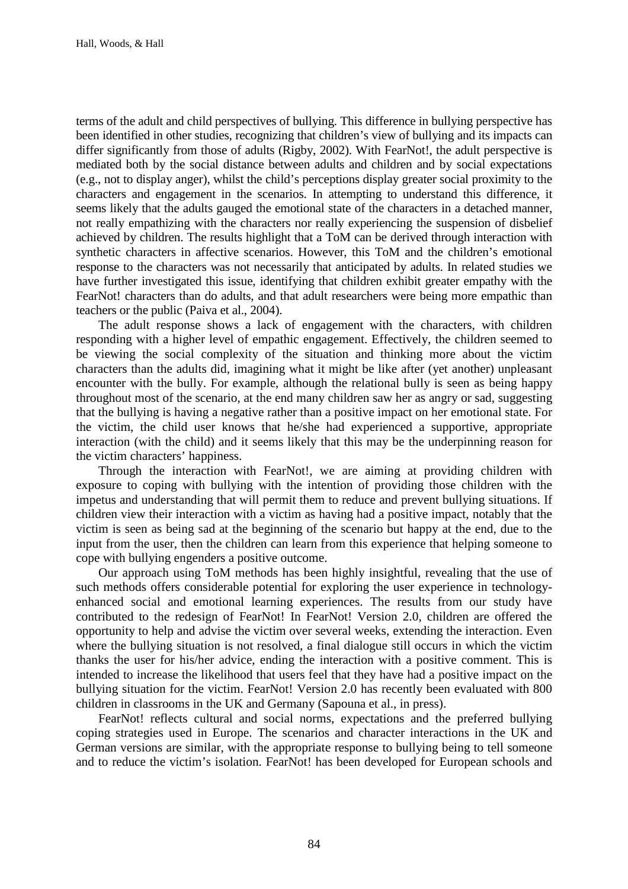terms of the adult and child perspectives of bullying. This difference in bullying perspective has been identified in other studies, recognizing that children's view of bullying and its impacts can differ significantly from those of adults (Rigby, 2002). With FearNot!, the adult perspective is mediated both by the social distance between adults and children and by social expectations (e.g., not to display anger), whilst the child's perceptions display greater social proximity to the characters and engagement in the scenarios. In attempting to understand this difference, it seems likely that the adults gauged the emotional state of the characters in a detached manner, not really empathizing with the characters nor really experiencing the suspension of disbelief achieved by children. The results highlight that a ToM can be derived through interaction with synthetic characters in affective scenarios. However, this ToM and the children's emotional response to the characters was not necessarily that anticipated by adults. In related studies we have further investigated this issue, identifying that children exhibit greater empathy with the FearNot! characters than do adults, and that adult researchers were being more empathic than teachers or the public (Paiva et al., 2004).

The adult response shows a lack of engagement with the characters, with children responding with a higher level of empathic engagement. Effectively, the children seemed to be viewing the social complexity of the situation and thinking more about the victim characters than the adults did, imagining what it might be like after (yet another) unpleasant encounter with the bully. For example, although the relational bully is seen as being happy throughout most of the scenario, at the end many children saw her as angry or sad, suggesting that the bullying is having a negative rather than a positive impact on her emotional state. For the victim, the child user knows that he/she had experienced a supportive, appropriate interaction (with the child) and it seems likely that this may be the underpinning reason for the victim characters' happiness.

Through the interaction with FearNot!, we are aiming at providing children with exposure to coping with bullying with the intention of providing those children with the impetus and understanding that will permit them to reduce and prevent bullying situations. If children view their interaction with a victim as having had a positive impact, notably that the victim is seen as being sad at the beginning of the scenario but happy at the end, due to the input from the user, then the children can learn from this experience that helping someone to cope with bullying engenders a positive outcome.

Our approach using ToM methods has been highly insightful, revealing that the use of such methods offers considerable potential for exploring the user experience in technology-enhanced social and emotional learning experiences. The results from our study have contributed to the redesign of FearNot! In FearNot! Version 2.0, children are offered the opportunity to help and advise the victim over several weeks, extending the interaction. Even where the bullying situation is not resolved, a final dialogue still occurs in which the victim thanks the user for his/her advice, ending the interaction with a positive comment. This is intended to increase the likelihood that users feel that they have had a positive impact on the bullying situation for the victim. FearNot! Version 2.0 has recently been evaluated with 800 children in classrooms in the UK and Germany (Sapouna et al., in press).

FearNot! reflects cultural and social norms, expectations and the preferred bullying coping strategies used in Europe. The scenarios and character interactions in the UK and German versions are similar, with the appropriate response to bullying being to tell someone and to reduce the victim's isolation. FearNot! has been developed for European schools and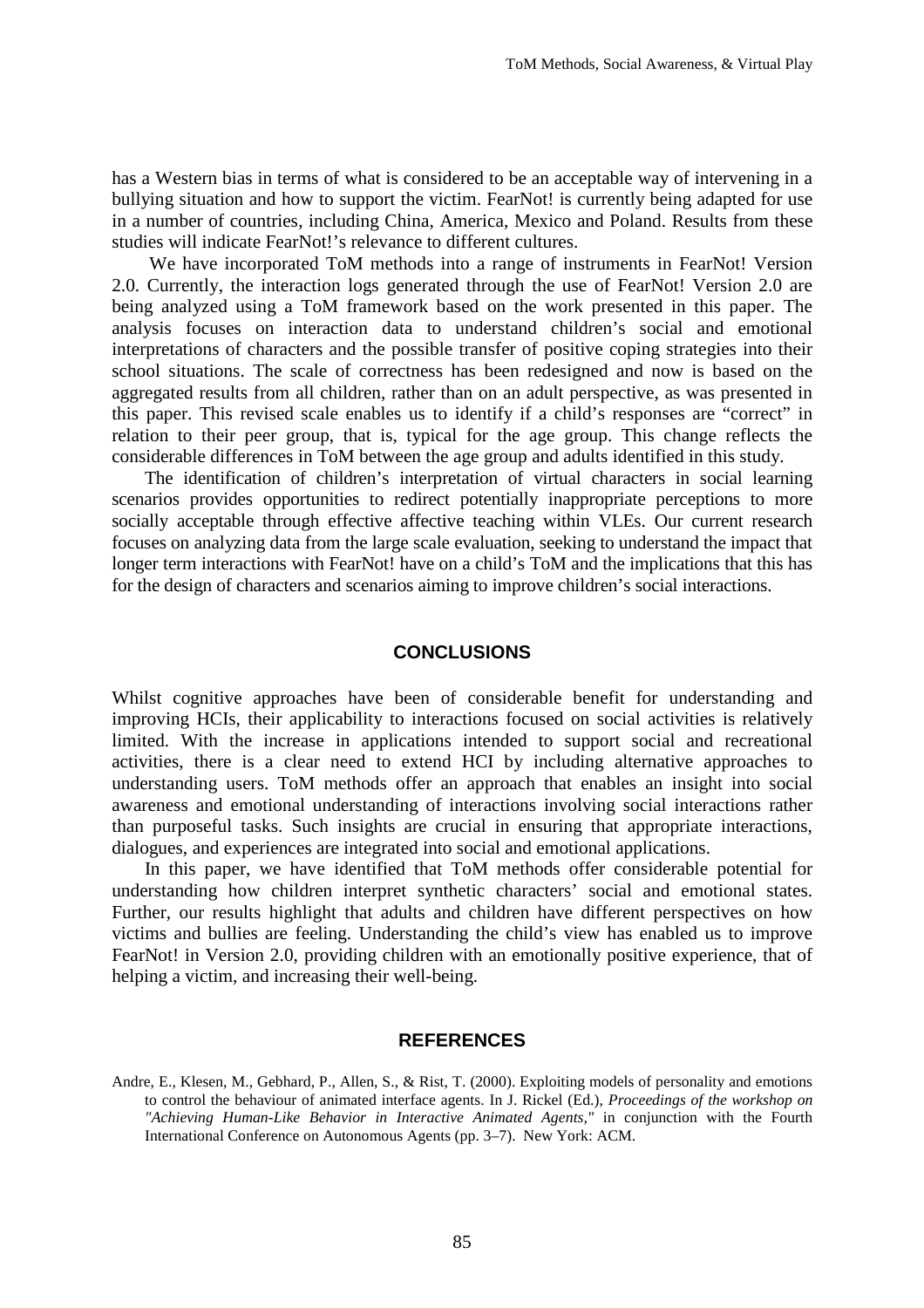has a Western bias in terms of what is considered to be an acceptable way of intervening in a bullying situation and how to support the victim. FearNot! is currently being adapted for use in a number of countries, including China, America, Mexico and Poland. Results from these studies will indicate FearNot!'s relevance to different cultures.

We have incorporated ToM methods into a range of instruments in FearNot! Version 2.0. Currently, the interaction logs generated through the use of FearNot! Version 2.0 are being analyzed using a ToM framework based on the work presented in this paper. The analysis focuses on interaction data to understand children's social and emotional interpretations of characters and the possible transfer of positive coping strategies into their school situations. The scale of correctness has been redesigned and now is based on the aggregated results from all children, rather than on an adult perspective, as was presented in this paper. This revised scale enables us to identify if a child's responses are "correct" in relation to their peer group, that is, typical for the age group. This change reflects the considerable differences in ToM between the age group and adults identified in this study.

The identification of children's interpretation of virtual characters in social learning scenarios provides opportunities to redirect potentially inappropriate perceptions to more socially acceptable through effective affective teaching within VLEs. Our current research focuses on analyzing data from the large scale evaluation, seeking to understand the impact that longer term interactions with FearNot! have on a child's ToM and the implications that this has for the design of characters and scenarios aiming to improve children's social interactions.

## CONCLUSIONS

Whilst cognitive approaches have been of considerable benefit for understanding and improving HCIs, their applicability to interactions focused on social activities is relatively limited. With the increase in applications intended to support social and recreational activities, there is a clear need to extend HCI by including alternative approaches to understanding users. ToM methods offer an approach that enables an insight into social awareness and emotional understanding of interactions involving social interactions rather than purposeful tasks. Such insights are crucial in ensuring that appropriate interactions, dialogues, and experiences are integrated into social and emotional applications.

In this paper, we have identified that ToM methods offer considerable potential for understanding how children interpret synthetic characters' social and emotional states. Further, our results highlight that adults and children have different perspectives on how victims and bullies are feeling. Understanding the child's view has enabled us to improve FearNot! in Version 2.0, providing children with an emotionally positive experience, that of helping a victim, and increasing their well-being.

## REFERENCES

Andre, E., Klesen, M., Gebhard, P., Allen, S., & Rist, T. (2000). Exploiting models of personality and emotions to control the behaviour of animated interface agents. In J. Rickel (Ed.), *Proceedings of the workshop on "Achieving Human-Like Behavior in Interactive Animated Agents,"* in conjunction with the Fourth International Conference on Autonomous Agents (pp. 3–7). New York: ACM.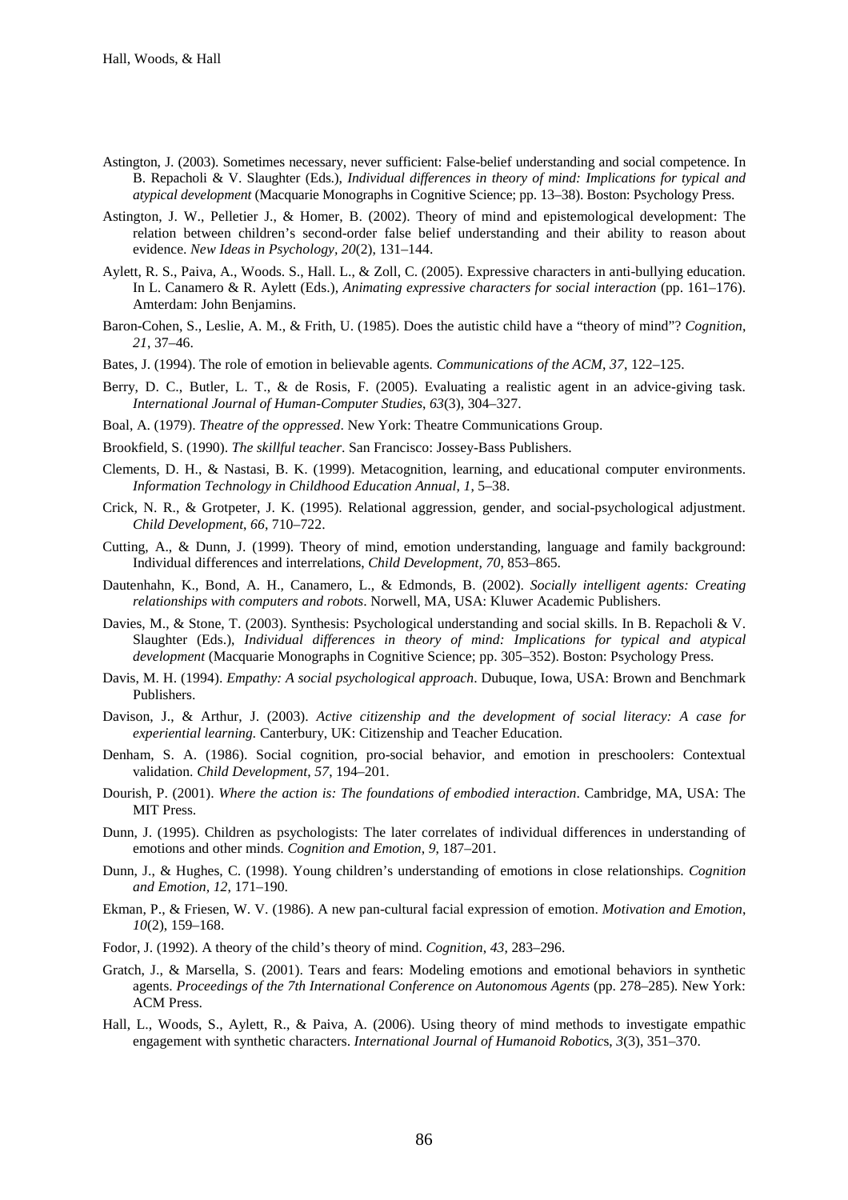Astington, J. (2003). Sometimes necessary, never sufficient: False-belief understanding and social competence. In B. Repacholi & V. Slaughter (Eds.), *Individual differences in theory of mind: Implications for typical and atypical development* (Macquarie Monographs in Cognitive Science; pp. 13–38). Boston: Psychology Press.

Astington, J. W., Pelletier J., & Homer, B. (2002). Theory of mind and epistemological development: The relation between children's second-order false belief understanding and their ability to reason about evidence. *New Ideas in Psychology*, *20*(2), 131–144.

Aylett, R. S., Paiva, A., Woods. S., Hall. L., & Zoll, C. (2005). Expressive characters in anti-bullying education. In L. Canamero & R. Aylett (Eds.), *Animating expressive characters for social interaction* (pp. 161–176). Amterdam: John Benjamins.

Baron-Cohen, S., Leslie, A. M., & Frith, U. (1985). Does the autistic child have a "theory of mind"? *Cognition*, *21*, 37–46.

Bates, J. (1994). The role of emotion in believable agents. *Communications of the ACM*, *37*, 122–125.

Berry, D. C., Butler, L. T., & de Rosis, F. (2005). Evaluating a realistic agent in an advice-giving task. *International Journal of Human-Computer Studies*, *63*(3), 304–327.

Boal, A. (1979). *Theatre of the oppressed*. New York: Theatre Communications Group.

Brookfield, S. (1990). *The skillful teacher*. San Francisco: Jossey-Bass Publishers.

Clements, D. H., & Nastasi, B. K. (1999). Metacognition, learning, and educational computer environments. *Information Technology in Childhood Education Annual*, *1*, 5–38.

Crick, N. R., & Grotpeter, J. K. (1995). Relational aggression, gender, and social-psychological adjustment. *Child Development*, *66*, 710–722.

Cutting, A., & Dunn, J. (1999). Theory of mind, emotion understanding, language and family background: Individual differences and interrelations, *Child Development*, *70*, 853–865.

Dautenhahn, K., Bond, A. H., Canamero, L., & Edmonds, B. (2002). *Socially intelligent agents: Creating relationships with computers and robots*. Norwell, MA, USA: Kluwer Academic Publishers.

Davies, M., & Stone, T. (2003). Synthesis: Psychological understanding and social skills. In B. Repacholi & V. Slaughter (Eds.), *Individual differences in theory of mind: Implications for typical and atypical development* (Macquarie Monographs in Cognitive Science; pp. 305–352). Boston: Psychology Press.

Davis, M. H. (1994). *Empathy: A social psychological approach*. Dubuque, Iowa, USA: Brown and Benchmark Publishers.

Davison, J., & Arthur, J. (2003). *Active citizenship and the development of social literacy: A case for experiential learning*. Canterbury, UK: Citizenship and Teacher Education.

Denham, S. A. (1986). Social cognition, pro-social behavior, and emotion in preschoolers: Contextual validation. *Child Development*, *57*, 194–201.

Dourish, P. (2001). *Where the action is: The foundations of embodied interaction*. Cambridge, MA, USA: The MIT Press.

Dunn, J. (1995). Children as psychologists: The later correlates of individual differences in understanding of emotions and other minds. *Cognition and Emotion*, *9*, 187–201.

Dunn, J., & Hughes, C. (1998). Young children's understanding of emotions in close relationships. *Cognition and Emotion*, *12*, 171–190.

Ekman, P., & Friesen, W. V. (1986). A new pan-cultural facial expression of emotion. *Motivation and Emotion*, *10*(2), 159–168.

Fodor, J. (1992). A theory of the child's theory of mind. *Cognition*, *43*, 283–296.

Gratch, J., & Marsella, S. (2001). Tears and fears: Modeling emotions and emotional behaviors in synthetic agents. *Proceedings of the 7th International Conference on Autonomous Agents* (pp. 278–285). New York: ACM Press.

Hall, L., Woods, S., Aylett, R., & Paiva, A. (2006). Using theory of mind methods to investigate empathic engagement with synthetic characters. *International Journal of Humanoid Robotics*, *3*(3), 351–370.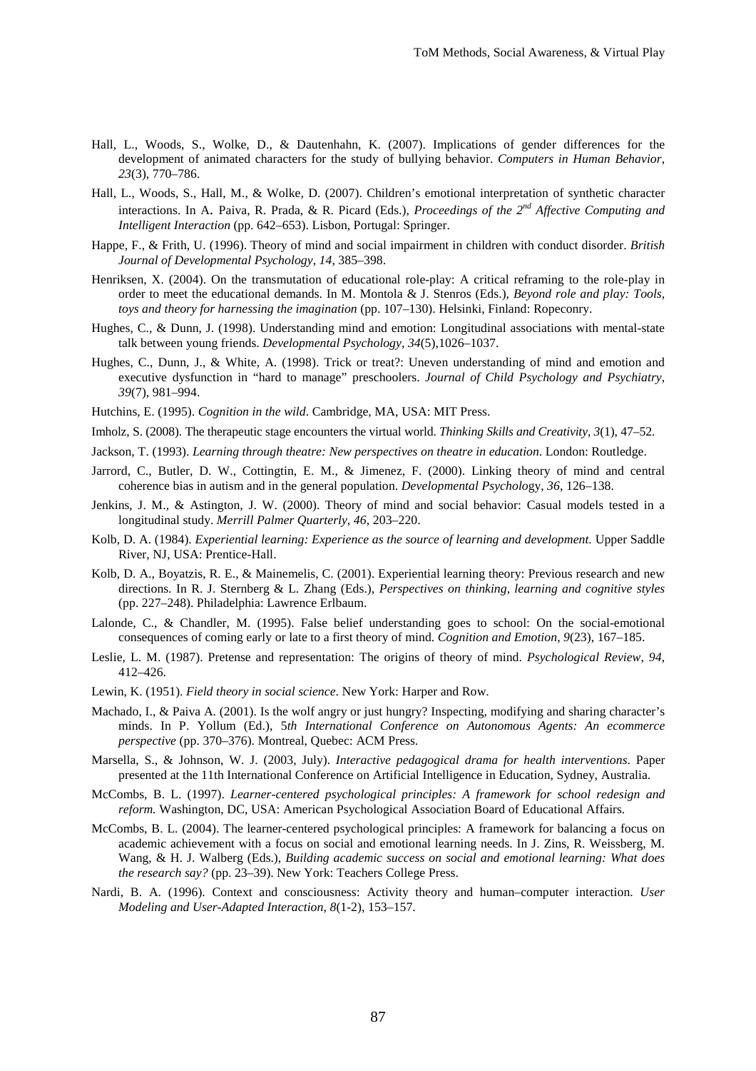Hall, L., Woods, S., Wolke, D., & Dautenhahn, K. (2007). Implications of gender differences for the development of animated characters for the study of bullying behavior. *Computers in Human Behavior*, *23*(3), 770–786.

Hall, L., Woods, S., Hall, M., & Wolke, D. (2007). Children's emotional interpretation of synthetic character interactions. In A. Paiva, R. Prada, & R. Picard (Eds.), *Proceedings of the 2nd Affective Computing and Intelligent Interaction* (pp. 642–653). Lisbon, Portugal: Springer.

Happe, F., & Frith, U. (1996). Theory of mind and social impairment in children with conduct disorder. *British Journal of Developmental Psychology*, *14*, 385–398.

Henriksen, X. (2004). On the transmutation of educational role-play: A critical reframing to the role-play in order to meet the educational demands. In M. Montola & J. Stenros (Eds.), *Beyond role and play: Tools, toys and theory for harnessing the imagination* (pp. 107–130). Helsinki, Finland: Ropeconry.

Hughes, C., & Dunn, J. (1998). Understanding mind and emotion: Longitudinal associations with mental-state talk between young friends. *Developmental Psychology*, *34*(5),1026–1037.

Hughes, C., Dunn, J., & White, A. (1998). Trick or treat?: Uneven understanding of mind and emotion and executive dysfunction in "hard to manage" preschoolers. *Journal of Child Psychology and Psychiatry*, *39*(7), 981–994.

Hutchins, E. (1995). *Cognition in the wild*. Cambridge, MA, USA: MIT Press.

Imholz, S. (2008). The therapeutic stage encounters the virtual world. *Thinking Skills and Creativity*, *3*(1), 47–52.

Jackson, T. (1993). *Learning through theatre: New perspectives on theatre in education*. London: Routledge.

Jarrord, C., Butler, D. W., Cottingtin, E. M., & Jimenez, F. (2000). Linking theory of mind and central coherence bias in autism and in the general population. *Developmental Psychology*, *36*, 126–138.

Jenkins, J. M., & Astington, J. W. (2000). Theory of mind and social behavior: Casual models tested in a longitudinal study. *Merrill Palmer Quarterly*, *46*, 203–220.

Kolb, D. A. (1984). *Experiential learning: Experience as the source of learning and development.* Upper Saddle River, NJ, USA: Prentice-Hall.

Kolb, D. A., Boyatzis, R. E., & Mainemelis, C. (2001). Experiential learning theory: Previous research and new directions. In R. J. Sternberg & L. Zhang (Eds.), *Perspectives on thinking, learning and cognitive styles* (pp. 227–248). Philadelphia: Lawrence Erlbaum.

Lalonde, C., & Chandler, M. (1995). False belief understanding goes to school: On the social-emotional consequences of coming early or late to a first theory of mind. *Cognition and Emotion*, *9*(23), 167–185.

Leslie, L. M. (1987). Pretense and representation: The origins of theory of mind. *Psychological Review*, *94*, 412–426.

Lewin, K. (1951). *Field theory in social science*. New York: Harper and Row.

Machado, I., & Paiva A. (2001). Is the wolf angry or just hungry? Inspecting, modifying and sharing character's minds. In P. Yollum (Ed.), *5th International Conference on Autonomous Agents: An ecommerce perspective* (pp. 370–376). Montreal, Quebec: ACM Press.

Marsella, S., & Johnson, W. J. (2003, July). *Interactive pedagogical drama for health interventions*. Paper presented at the 11th International Conference on Artificial Intelligence in Education, Sydney, Australia.

McCombs, B. L. (1997). *Learner-centered psychological principles: A framework for school redesign and reform.* Washington, DC, USA: American Psychological Association Board of Educational Affairs.

McCombs, B. L. (2004). The learner-centered psychological principles: A framework for balancing a focus on academic achievement with a focus on social and emotional learning needs. In J. Zins, R. Weissberg, M. Wang, & H. J. Walberg (Eds.), *Building academic success on social and emotional learning: What does the research say?* (pp. 23–39). New York: Teachers College Press.

Nardi, B. A. (1996). Context and consciousness: Activity theory and human–computer interaction. *User Modeling and User-Adapted Interaction*, *8*(1-2), 153–157.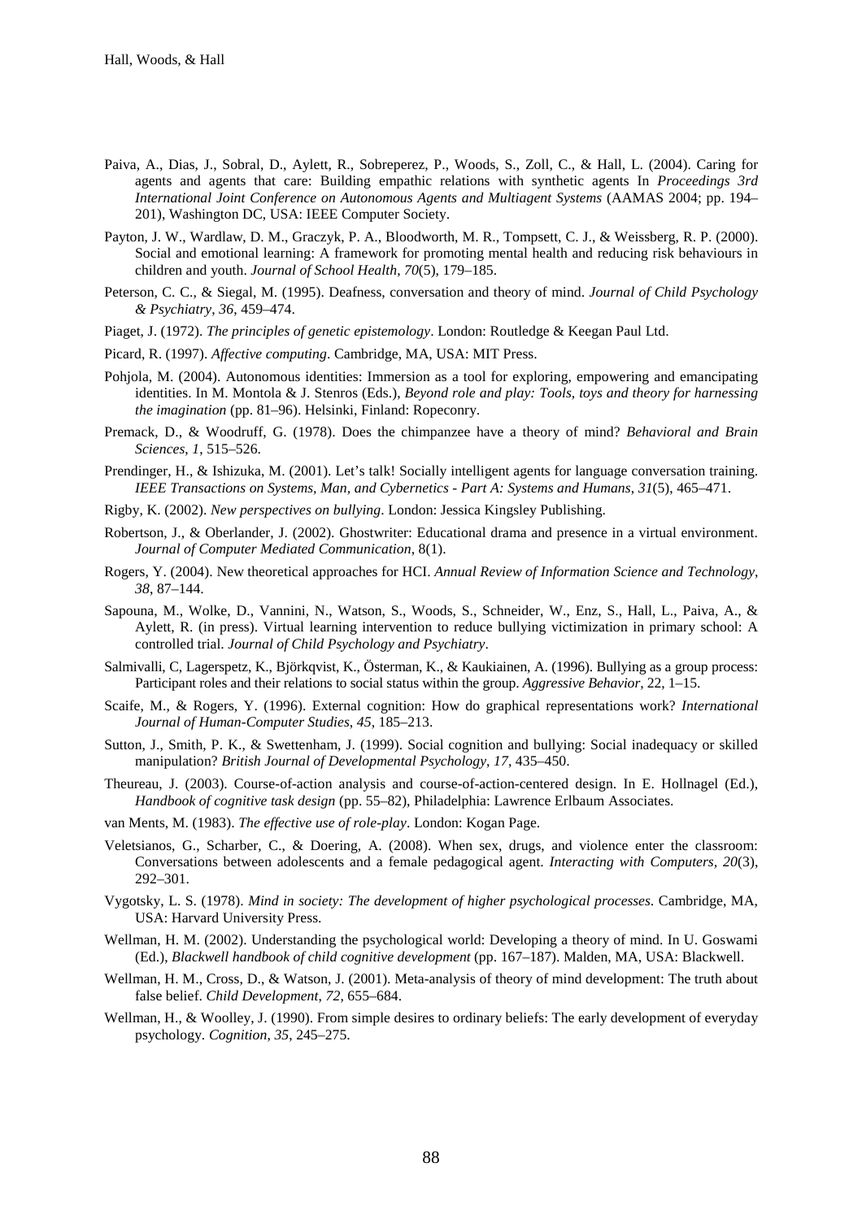Paiva, A., Dias, J., Sobral, D., Aylett, R., Sobreperez, P., Woods, S., Zoll, C., & Hall, L. (2004). Caring for agents and agents that care: Building empathic relations with synthetic agents In *Proceedings 3rd International Joint Conference on Autonomous Agents and Multiagent Systems* (AAMAS 2004; pp. 194–201), Washington DC, USA: IEEE Computer Society.

Payton, J. W., Wardlaw, D. M., Graczyk, P. A., Bloodworth, M. R., Tompsett, C. J., & Weissberg, R. P. (2000). Social and emotional learning: A framework for promoting mental health and reducing risk behaviours in children and youth. *Journal of School Health*, *70*(5), 179–185.

Peterson, C. C., & Siegal, M. (1995). Deafness, conversation and theory of mind. *Journal of Child Psychology & Psychiatry*, *36*, 459–474.

Piaget, J. (1972). *The principles of genetic epistemology*. London: Routledge & Keegan Paul Ltd.

Picard, R. (1997). *Affective computing*. Cambridge, MA, USA: MIT Press.

Pohjola, M. (2004). Autonomous identities: Immersion as a tool for exploring, empowering and emancipating identities. In M. Montola & J. Stenros (Eds.), *Beyond role and play: Tools, toys and theory for harnessing the imagination* (pp. 81–96). Helsinki, Finland: Ropeconry.

Premack, D., & Woodruff, G. (1978). Does the chimpanzee have a theory of mind? *Behavioral and Brain Sciences*, *1*, 515–526.

Prendinger, H., & Ishizuka, M. (2001). Let's talk! Socially intelligent agents for language conversation training. *IEEE Transactions on Systems, Man, and Cybernetics - Part A: Systems and Humans*, *31*(5), 465–471.

Rigby, K. (2002). *New perspectives on bullying*. London: Jessica Kingsley Publishing.

Robertson, J., & Oberlander, J. (2002). Ghostwriter: Educational drama and presence in a virtual environment. *Journal of Computer Mediated Communication*, 8(1).

Rogers, Y. (2004). New theoretical approaches for HCI. *Annual Review of Information Science and Technology*, *38*, 87–144.

Sapouna, M., Wolke, D., Vannini, N., Watson, S., Woods, S., Schneider, W., Enz, S., Hall, L., Paiva, A., & Aylett, R. (in press). Virtual learning intervention to reduce bullying victimization in primary school: A controlled trial. *Journal of Child Psychology and Psychiatry*.

Salmivalli, C, Lagerspetz, K., Björkqvist, K., Österman, K., & Kaukiainen, A. (1996). Bullying as a group process: Participant roles and their relations to social status within the group. *Aggressive Behavior*, 22, 1–15.

Scaife, M., & Rogers, Y. (1996). External cognition: How do graphical representations work? *International Journal of Human-Computer Studies*, *45*, 185–213.

Sutton, J., Smith, P. K., & Swettenham, J. (1999). Social cognition and bullying: Social inadequacy or skilled manipulation? *British Journal of Developmental Psychology*, *17*, 435–450.

Theureau, J. (2003). Course-of-action analysis and course-of-action-centered design. In E. Hollnagel (Ed.), *Handbook of cognitive task design* (pp. 55–82), Philadelphia: Lawrence Erlbaum Associates.

van Ments, M. (1983). *The effective use of role-play*. London: Kogan Page.

Veletsianos, G., Scharber, C., & Doering, A. (2008). When sex, drugs, and violence enter the classroom: Conversations between adolescents and a female pedagogical agent. *Interacting with Computers, 20*(3), 292–301.

Vygotsky, L. S. (1978). *Mind in society: The development of higher psychological processes*. Cambridge, MA, USA: Harvard University Press.

Wellman, H. M. (2002). Understanding the psychological world: Developing a theory of mind. In U. Goswami (Ed.), *Blackwell handbook of child cognitive development* (pp. 167–187). Malden, MA, USA: Blackwell.

Wellman, H. M., Cross, D., & Watson, J. (2001). Meta-analysis of theory of mind development: The truth about false belief. *Child Development*, *72*, 655–684.

Wellman, H., & Woolley, J. (1990). From simple desires to ordinary beliefs: The early development of everyday psychology. *Cognition*, *35*, 245–275.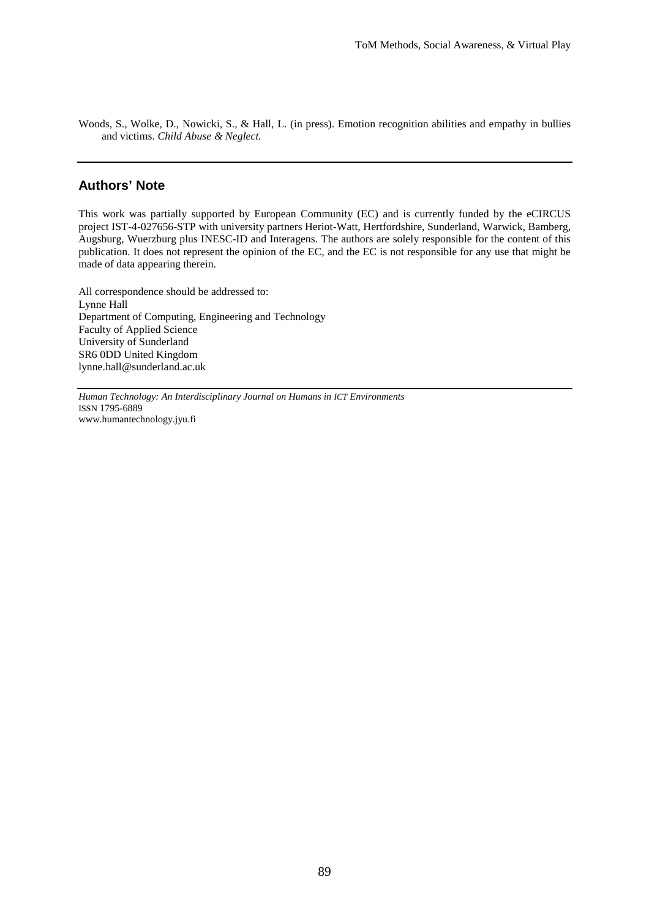Woods, S., Wolke, D., Nowicki, S., & Hall, L. (in press). Emotion recognition abilities and empathy in bullies and victims. *Child Abuse & Neglect.*

---

## Authors' Note

This work was partially supported by European Community (EC) and is currently funded by the eCIRCUS project IST-4-027656-STP with university partners Heriot-Watt, Hertfordshire, Sunderland, Warwick, Bamberg, Augsburg, Wuerzburg plus INESC-ID and Interagens. The authors are solely responsible for the content of this publication. It does not represent the opinion of the EC, and the EC is not responsible for any use that might be made of data appearing therein.

All correspondence should be addressed to:
Lynne Hall
Department of Computing, Engineering and Technology
Faculty of Applied Science
University of Sunderland
SR6 0DD United Kingdom
lynne.hall@sunderland.ac.uk

---

*Human Technology: An Interdisciplinary Journal on Humans in ICT Environments*
ISSN 1795-6889
www.humantechnology.jyu.fi